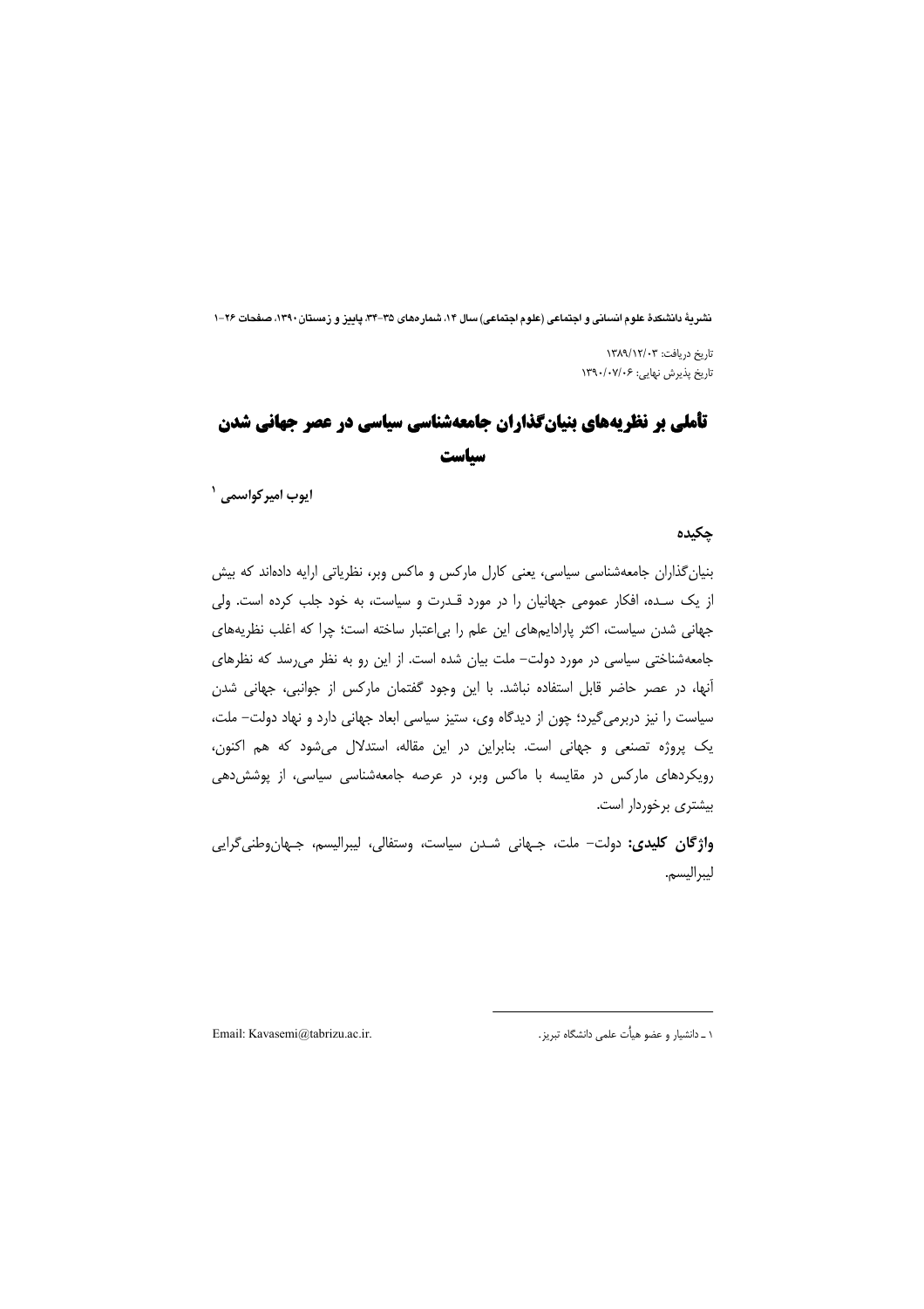تاریخ دریافت: ۱۳۸۹/۱۲/۰۳
تاریخ پذیرش نهایی: ۱۳۹۰/۰۷/۰۶

# تأملی بر نظریه‌های بنیان‌گذاران جامعه‌شناسی سیاسی در عصر جهانی شدن سیاست

**ایوب امیرکواسمی** [۱]

## چکیده

بنیان‌گذاران جامعه‌شناسی سیاسی، یعنی کارل مارکس و ماکس وبر، نظریاتی ارایه داده‌اند که بیش از یک سـده، افکار عمومی جهانیان را در مورد قـدرت و سیاست، به خود جلب کرده است. ولی جهانی شدن سیاست، اکثر پارادایم‌های این علم را بی‌اعتبار ساخته است؛ چرا که اغلب نظریه‌های جامعه‌شناختی سیاسی در مورد دولت- ملت بیان شده است. از این رو به نظر می‌رسد که نظرهای آنها، در عصر حاضر قابل استفاده نباشد. با این وجود گفتمان مارکس از جوانبی، جهانی شدن سیاست را نیز دربرمی‌گیرد؛ چون از دیدگاه وی، ستیز سیاسی ابعاد جهانی دارد و نهاد دولت- ملت، یک پروژه تصنعی و جهانی است. بنابراین در این مقاله، استدلال می‌شود که هم اکنون، رویکردهای مارکس در مقایسه با ماکس وبر، در عرصه جامعه‌شناسی سیاسی، از پوشش‌دهی بیشتری برخوردار است.

**واژگان کلیدی:** دولت- ملت، جـهانی شـدن سیاست، وستفالی، لیبرالیسم، جـهان‌وطنی‌گرایی لیبرالیسم.

---

۱ ـ دانشیار و عضو هیأت علمی دانشگاه تبریز. Email: Kavasemi@tabrizu.ac.ir.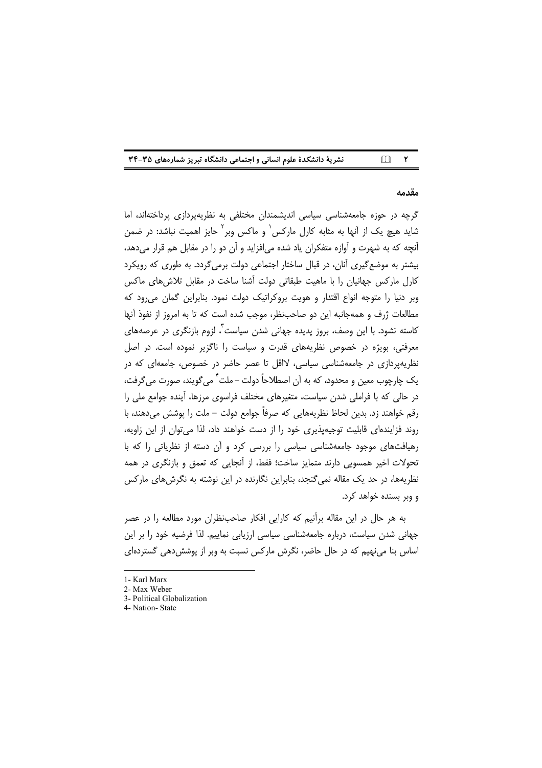## مقدمه

گرچه در حوزه جامعه‌شناسی سیاسی اندیشمندان مختلفی به نظریه‌پردازی پرداخته‌اند، اما شاید هیچ یک از آنها به مثابه کارل مارکس[1] و ماکس وبر[2] حایز اهمیت نباشد: در ضمن آنچه که به شهرت و آوازه متفکران یاد شده می‌افزاید و آن دو را در مقابل هم قرار می‌دهد، بیشتر به موضع‌گیری آنان، در قبال ساختار اجتماعی دولت برمی‌گردد. به طوری که رویکرد کارل مارکس جهانیان را با ماهیت طبقاتی دولت آشنا ساخت در مقابل تلاش‌های ماکس وبر دنیا را متوجه انواع اقتدار و هویت بروکراتیک دولت نمود. بنابراین گمان می‌رود که مطالعات ژرف و همه‌جانبه این دو صاحب‌نظر، موجب شده است که تا به امروز از نفوذ آنها کاسته نشود. با این وصف، بروز پدیده جهانی شدن سیاست[3]، لزوم بازنگری در عرصه‌های معرفتی، بویژه در خصوص نظریه‌های قدرت و سیاست را ناگزیر نموده است. در اصل نظریه‌پردازی در جامعه‌شناسی سیاسی، لااقل تا عصر حاضر در خصوص، جامعه‌ای که در یک چارچوب معین و محدود، که به آن اصطلاحاً دولت – ملت[4] می‌گویند، صورت می‌گرفت، در حالی که با فراملی شدن سیاست، متغیرهای مختلف فراسوی مرزها، آینده جوامع ملی را رقم خواهند زد. بدین لحاظ نظریه‌هایی که صرفاً جوامع دولت – ملت را پوشش می‌دهند، با روند فزاینده‌ای قابلیت توجیه‌پذیری خود را از دست خواهند داد، لذا می‌توان از این زاویه، رهیافت‌های موجود جامعه‌شناسی سیاسی را بررسی کرد و آن دسته از نظریاتی را که با تحولات اخیر همسویی دارند متمایز ساخت؛ فقط، از آنجایی که تعمق و بازنگری در همه نظریه‌ها، در حد یک مقاله نمی‌گنجد، بنابراین نگارنده در این نوشته به نگرش‌های مارکس و وبر بسنده خواهد کرد.

به هر حال در این مقاله برآنیم که کارایی افکار صاحب‌نظران مورد مطالعه را در عصر جهانی شدن سیاست، درباره جامعه‌شناسی سیاسی ارزیابی نماییم. لذا فرضیه خود را بر این اساس بنا می‌نهیم که در حال حاضر، نگرش مارکس نسبت به وبر از پوشش‌دهی گسترده‌ای

---

1- Karl Marx
2- Max Weber
3- Political Globalization
4- Nation- State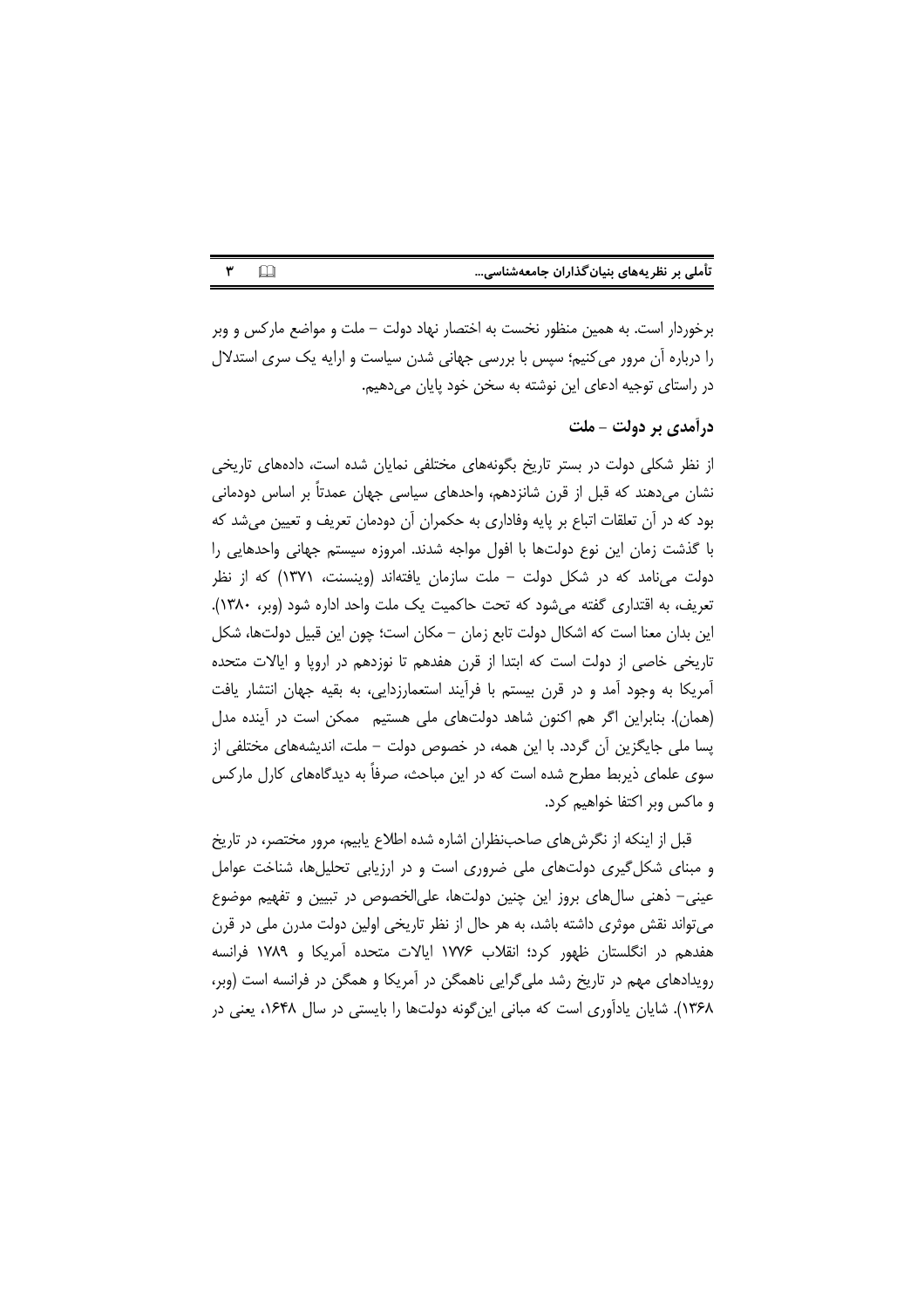برخوردار است. به همین منظور نخست به اختصار نهاد دولت – ملت و مواضع مارکس و وبر را درباره آن مرور می‌کنیم؛ سپس با بررسی جهانی شدن سیاست و ارایه یک سری استدلال در راستای توجیه ادعای این نوشته به سخن خود پایان می‌دهیم.

## درآمدی بر دولت – ملت

از نظر شکلی دولت در بستر تاریخ بگونه‌های مختلفی نمایان شده است، داده‌های تاریخی نشان می‌دهند که قبل از قرن شانزدهم، واحدهای سیاسی جهان عمدتاً بر اساس دودمانی بود که در آن تعلقات اتباع بر پایه وفاداری به حکمران آن دودمان تعریف و تعیین می‌شد که با گذشت زمان این نوع دولت‌ها با افول مواجه شدند. امروزه سیستم جهانی واحدهایی را دولت می‌نامد که در شکل دولت – ملت سازمان یافته‌اند (وینسنت، ۱۳۷۱) که از نظر تعریف، به اقتداری گفته می‌شود که تحت حاکمیت یک ملت واحد اداره شود (وبر، ۱۳۸۰). این بدان معنا است که اشکال دولت تابع زمان – مکان است؛ چون این قبیل دولت‌ها، شکل تاریخی خاصی از دولت است که ابتدا از قرن هفدهم تا نوزدهم در اروپا و ایالات متحده آمریکا به وجود آمد و در قرن بیستم با فرآیند استعمارزدایی، به بقیه جهان انتشار یافت (همان). بنابراین اگر هم اکنون شاهد دولت‌های ملی هستیم ممکن است در آینده مدل پسا ملی جایگزین آن گردد. با این همه، در خصوص دولت – ملت، اندیشه‌های مختلفی از سوی علمای ذیربط مطرح شده است که در این مباحث، صرفاً به دیدگاه‌های کارل مارکس و ماکس وبر اکتفا خواهیم کرد.

قبل از اینکه از نگرش‌های صاحب‌نظران اشاره شده اطلاع یابیم، مرور مختصر، در تاریخ و مبنای شکل‌گیری دولت‌های ملی ضروری است و در ارزیابی تحلیل‌ها، شناخت عوامل عینی– ذهنی سال‌های بروز این چنین دولت‌ها، علی‌الخصوص در تبیین و تفهیم موضوع می‌تواند نقش موثری داشته باشد، به هر حال از نظر تاریخی اولین دولت مدرن ملی در قرن هفدهم در انگلستان ظهور کرد؛ انقلاب ۱۷۷۶ ایالات متحده آمریکا و ۱۷۸۹ فرانسه رویدادهای مهم در تاریخ رشد ملی‌گرایی ناهمگن در آمریکا و همگن در فرانسه است (وبر، ۱۳۶۸). شایان یادآوری است که مبانی این‌گونه دولت‌ها را بایستی در سال ۱۶۴۸، یعنی در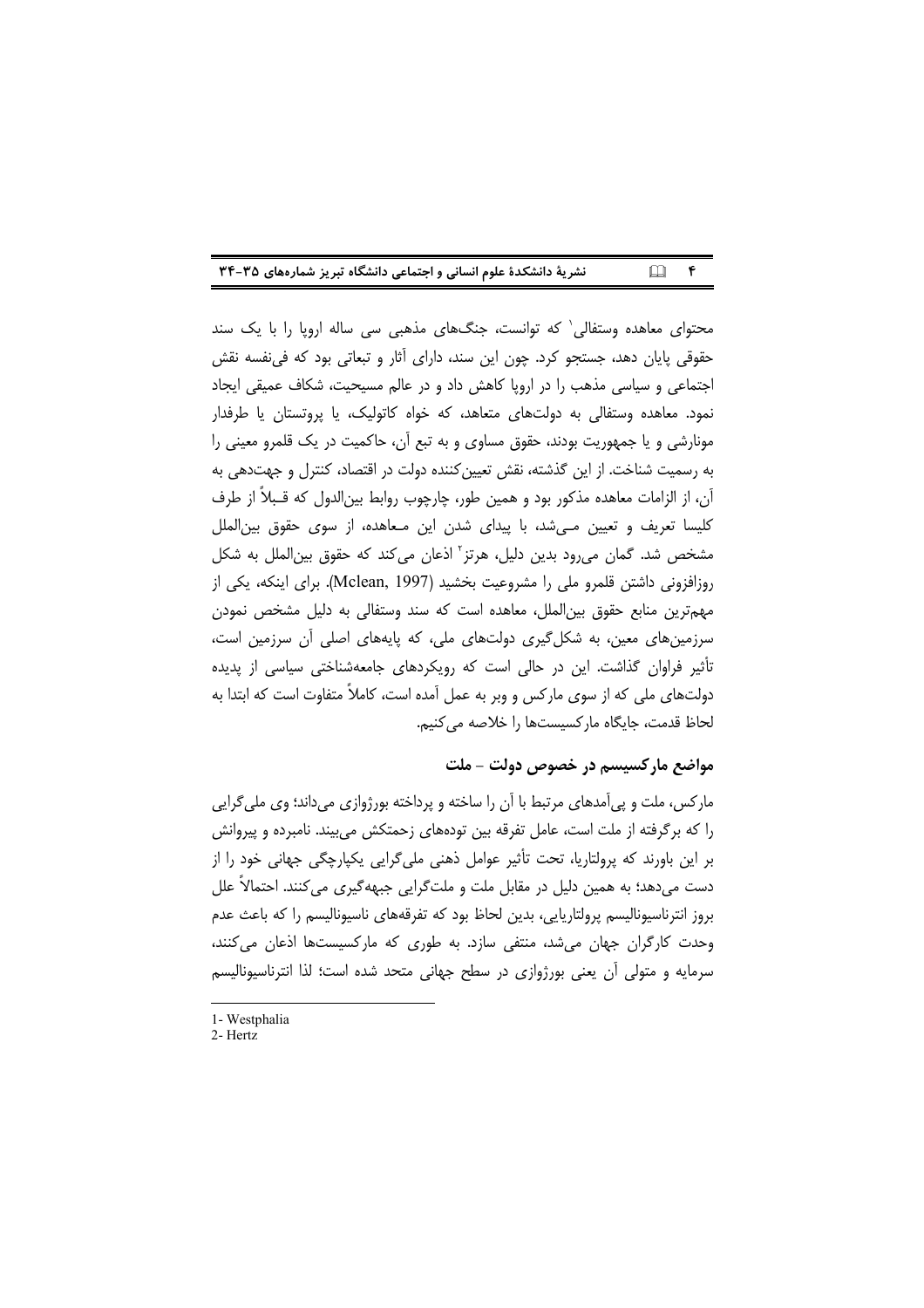محتوای معاهده وستفالی[1] که توانست، جنگ‌های مذهبی سی ساله اروپا را با یک سند حقوقی پایان دهد، جستجو کرد. چون این سند، دارای آثار و تبعاتی بود که فی‌نفسه نقش اجتماعی و سیاسی مذهب را در اروپا کاهش داد و در عالم مسیحیت، شکاف عمیقی ایجاد نمود. معاهده وستفالی به دولت‌های متعاهد، که خواه کاتولیک، یا پروتستان یا طرفدار مونارشی و یا جمهوریت بودند، حقوق مساوی و به تبع آن، حاکمیت در یک قلمرو معینی را به رسمیت شناخت. از این گذشته، نقش تعیین‌کننده دولت در اقتصاد، کنترل و جهت‌دهی به آن، از الزامات معاهده مذکور بود و همین طور، چارچوب روابط بین‌الدول که قبلاً از طرف کلیسا تعریف و تعیین می‌شد، با پیدای شدن این معاهده، از سوی حقوق بین‌الملل مشخص شد. گمان می‌رود بدین دلیل، هرتز[2] اذعان می‌کند که حقوق بین‌الملل به شکل روزافزونی داشتن قلمرو ملی را مشروعیت بخشید (Mclean, 1997). برای اینکه، یکی از مهم‌ترین منابع حقوق بین‌الملل، معاهده است که سند وستفالی به دلیل مشخص نمودن سرزمین‌های معین، به شکل‌گیری دولت‌های ملی، که پایه‌های اصلی آن سرزمین است، تأثیر فراوان گذاشت. این در حالی است که رویکردهای جامعه‌شناختی سیاسی از پدیده دولت‌های ملی که از سوی مارکس و وبر به عمل آمده است، کاملاً متفاوت است که ابتدا به لحاظ قدمت، جایگاه مارکسیست‌ها را خلاصه می‌کنیم.

## مواضع مارکسیسم در خصوص دولت – ملت

مارکس، ملت و پی‌آمدهای مرتبط با آن را ساخته و پرداخته بورژوازی می‌داند؛ وی ملی‌گرایی را که برگرفته از ملت است، عامل تفرقه بین توده‌های زحمتکش می‌بیند. نامبرده و پیروانش بر این باورند که پرولتاریا، تحت تأثیر عوامل ذهنی ملی‌گرایی یکپارچگی جهانی خود را از دست می‌دهد؛ به همین دلیل در مقابل ملت و ملت‌گرایی جبهه‌گیری می‌کنند. احتمالاً علل بروز انترناسیونالیسم پرولتاریایی، بدین لحاظ بود که تفرقه‌های ناسیونالیسم را که باعث عدم وحدت کارگران جهان می‌شد، منتفی سازد. به طوری که مارکسیست‌ها اذعان می‌کنند، سرمایه و متولی آن یعنی بورژوازی در سطح جهانی متحد شده است؛ لذا انترناسیونالیسم

---

1- Westphalia

2- Hertz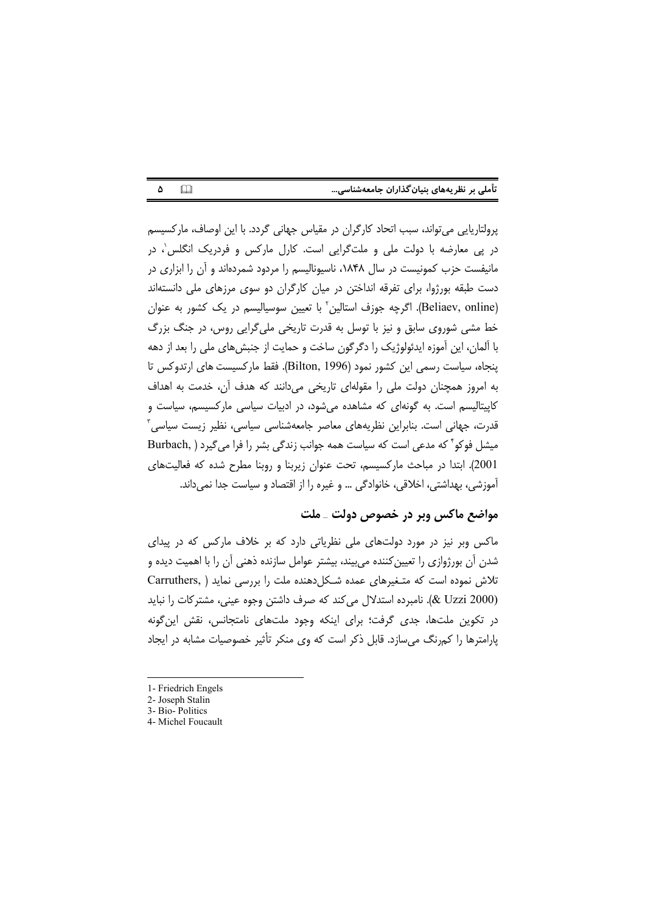پرولتاریایی می‌تواند، سبب اتحاد کارگران در مقیاس جهانی گردد. با این اوصاف، مارکسیسم در پی معارضه با دولت ملی و ملت‌گرایی است. کارل مارکس و فدریک انگلس[1]، در مانیفست حزب کمونیست در سال ۱۸۴۸، ناسیونالیسم را مردود شمرده‌اند و آن را ابزاری در دست طبقه بورژوا، برای تفرقه انداختن در میان کارگران دو سوی مرزهای ملی دانسته‌اند (Beliaev, online). اگرچه جوزف استالین[2] با تعیین سوسیالیسم در یک کشور به عنوان خط مشی شوروی سابق و نیز با توسل به قدرت تاریخی ملی‌گرایی روس، در جنگ بزرگ با آلمان، این آموزه ایدئولوژیک را دگرگون ساخت و حمایت از جنبش‌های ملی را بعد از دهه پنجاه، سیاست رسمی این کشور نمود (Bilton, 1996). فقط مارکسیست های ارتدوکس تا به امروز همچنان دولت ملی را مقوله‌ای تاریخی می‌دانند که هدف آن، خدمت به اهداف کاپیتالیسم است. به گونه‌ای که مشاهده می‌شود، در ادبیات سیاسی مارکسیسم، سیاست و قدرت، جهانی است. بنابراین نظریه‌های معاصر جامعه‌شناسی سیاسی، نظیر زیست سیاسی[3] میشل فوکو[4] که مدعی است که سیاست همه جوانب زندگی بشر را فرا می‌گیرد (Burbach, 2001). ابتدا در مباحث مارکسیسم، تحت عنوان زیربنا و روبنا مطرح شده که فعالیت‌های آموزشی، بهداشتی، اخلاقی، خانوادگی ... و غیره را از اقتصاد و سیاست جدا نمی‌داند.

## مواضع ماکس وبر در خصوص دولت ـ ملت

ماکس وبر نیز در مورد دولت‌های ملی نظریاتی دارد که بر خلاف مارکس که در پیدای شدن آن بورژوازی را تعیین‌کننده می‌بیند، بیشتر عوامل سازنده ذهنی آن را با اهمیت دیده و تلاش نموده است که متـغیرهای عمده شـکل‌دهنده ملت را بررسی نماید (Carruthers, & Uzzi 2000). نامبرده استدلال می‌کند که صرف داشتن وجوه عینی، مشترکات را نباید در تکوین ملت‌ها، جدی گرفت؛ برای اینکه وجود ملت‌های نامتجانس، نقش این‌گونه پارامترها را کم‌رنگ می‌سازد. قابل ذکر است که وی منکر تأثیر خصوصیات مشابه در ایجاد

---

1- Friedrich Engels
2- Joseph Stalin
3- Bio- Politics
4- Michel Foucault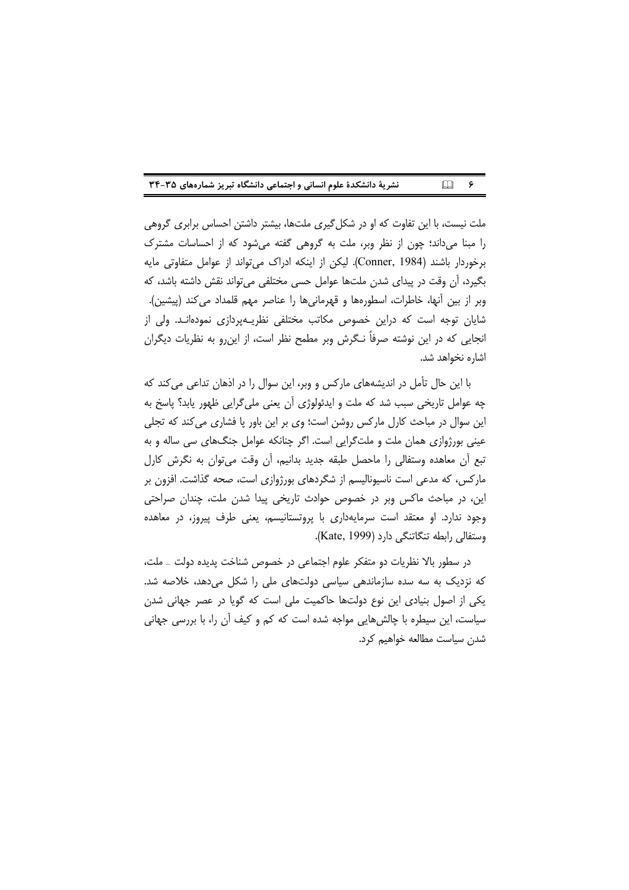ملت نیست، با این تفاوت که او در شکل‌گیری ملت‌ها، بیشتر داشتن احساس برابری گروهی را مبنا می‌داند؛ چون از نظر وبر، ملت به گروهی گفته می‌شود که از احساسات مشترک برخوردار باشند (Conner, 1984). لیکن از اینکه ادراک می‌تواند از عوامل متفاوتی مایه بگیرد، آن وقت در پیدای شدن ملت‌ها عوامل حسی مختلفی می‌تواند نقش داشته باشد، که وبر از بین آنها، خاطرات، اسطوره‌ها و قهرمانی‌ها را عناصر مهم قلمداد می‌کند (پیشین). شایان توجه است که دراین خصوص مکاتب مختلفی نظریـه‌پردازی نموده‌انـد. ولی از انجایی که در این نوشته صرفاً نـگرش وبر مطمح نظر است، از این‌رو به نظریات دیگران اشاره نخواهد شد.

با این حال تأمل در اندیشه‌های مارکس و وبر، این سوال را در اذهان تداعی می‌کند که چه عوامل تاریخی سبب شد که ملت و ایدئولوژی آن یعنی ملی‌گرایی ظهور یابد؟ پاسخ به این سوال در مباحث کارل مارکس روشن است؛ وی بر این باور پا فشاری می‌کند که تجلی عینی بورژوازی همان ملت و ملت‌گرایی است. اگر چنانکه عوامل جنگ‌های سی ساله و به تبع آن معاهده وستفالی را ماحصل طبقه جدید بدانیم، آن وقت می‌توان به نگرش کارل مارکس، که مدعی است ناسیونالیسم از شگردهای بورژوازی است، صحه گذاشت. افزون بر این، در مباحث ماکس وبر در خصوص حوادث تاریخی پیدا شدن ملت، چندان صراحتی وجود ندارد. او معتقد است سرمایه‌داری با پروتستانیسم، یعنی طرف پیروز، در معاهده وستفالی رابطه تنگاتنگی دارد (Kate, 1999).

در سطور بالا نظریات دو متفکر علوم اجتماعی در خصوص شناخت پدیده دولت ـ ملت، که نزدیک به سه سده سازماندهی سیاسی دولت‌های ملی را شکل می‌دهد، خلاصه شد. یکی از اصول بنیادی این نوع دولت‌ها حاکمیت ملی است که گویا در عصر جهانی شدن سیاست، این سیطره با چالش‌هایی مواجه شده است که کم و کیف آن را، با بررسی جهانی شدن سیاست مطالعه خواهیم کرد.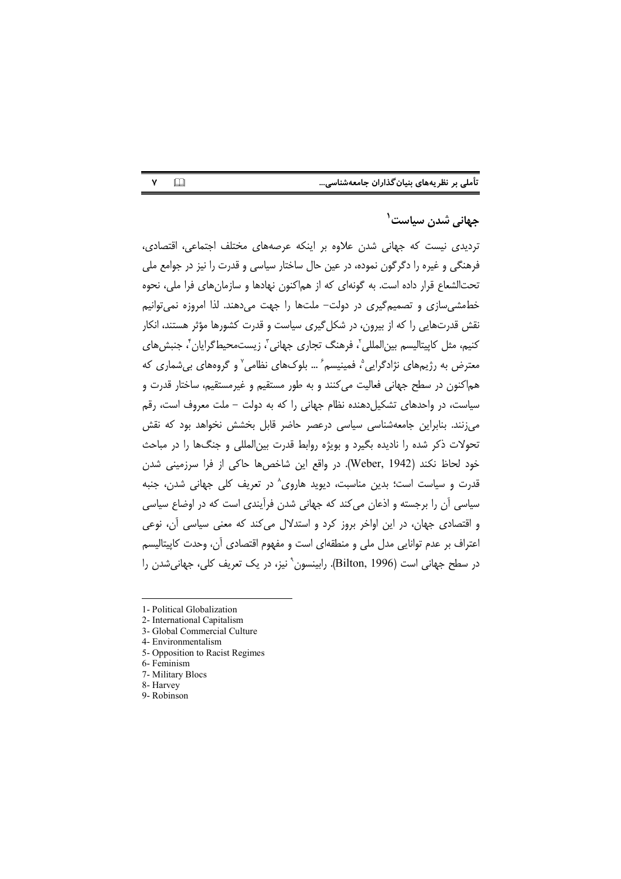## جهانی شدن سیاست[1]

تردیدی نیست که جهانی شدن علاوه بر اینکه عرصه‌های مختلف اجتماعی، اقتصادی، فرهنگی و غیره را دگرگون نموده، در عین حال ساختار سیاسی و قدرت را نیز در جوامع ملی تحت‌الشعاع قرار داده است. به گونه‌ای که از هم‌اکنون نهادها و سازمان‌های فرا ملی، نحوه خط‌مشی‌سازی و تصمیم‌گیری در دولت– ملت‌ها را جهت می‌دهند. لذا امروزه نمی‌توانیم نقش قدرت‌هایی را که از بیرون، در شکل‌گیری سیاست و قدرت کشورها مؤثر هستند، انکار کنیم، مثل کاپیتالیسم بین‌المللی[2]، فرهنگ تجاری جهانی[3]، زیست‌محیط‌گرایان[4]، جنبش‌های معترض به رژیم‌های نژادگرایی[5]، فمینیسم[6] ... بلوک‌های نظامی[7] و گروه‌های بی‌شماری که هم‌اکنون در سطح جهانی فعالیت می‌کنند و به طور مستقیم و غیرمستقیم، ساختار قدرت و سیاست، در واحدهای تشکیل‌دهنده نظام جهانی را که به دولت – ملت معروف است، رقم می‌زنند. بنابراین جامعه‌شناسی سیاسی درعصر حاضر قابل بخشش نخواهد بود که نقش تحولات ذکر شده را نادیده بگیرد و بویژه روابط قدرت بین‌المللی و جنگ‌ها را در مباحث خود لحاظ نکند (Weber, 1942). در واقع این شاخص‌ها حاکی از فرا سرزمینی شدن قدرت و سیاست است؛ بدین مناسبت، دیوید هاروی[8] در تعریف کلی جهانی شدن، جنبه سیاسی آن را برجسته و اذعان می‌کند که جهانی شدن فرآیندی است که در اوضاع سیاسی و اقتصادی جهان، در این اواخر بروز کرد و استدلال می‌کند که معنی سیاسی آن، نوعی اعتراف بر عدم توانایی مدل ملی و منطقه‌ای است و مفهوم اقتصادی آن، وحدت کاپیتالیسم در سطح جهانی است (Bilton, 1996). رابینسون[9] نیز، در یک تعریف کلی، جهانی‌شدن را

---

1- Political Globalization
2- International Capitalism
3- Global Commercial Culture
4- Environmentalism
5- Opposition to Racist Regimes
6- Feminism
7- Military Blocs
8- Harvey
9- Robinson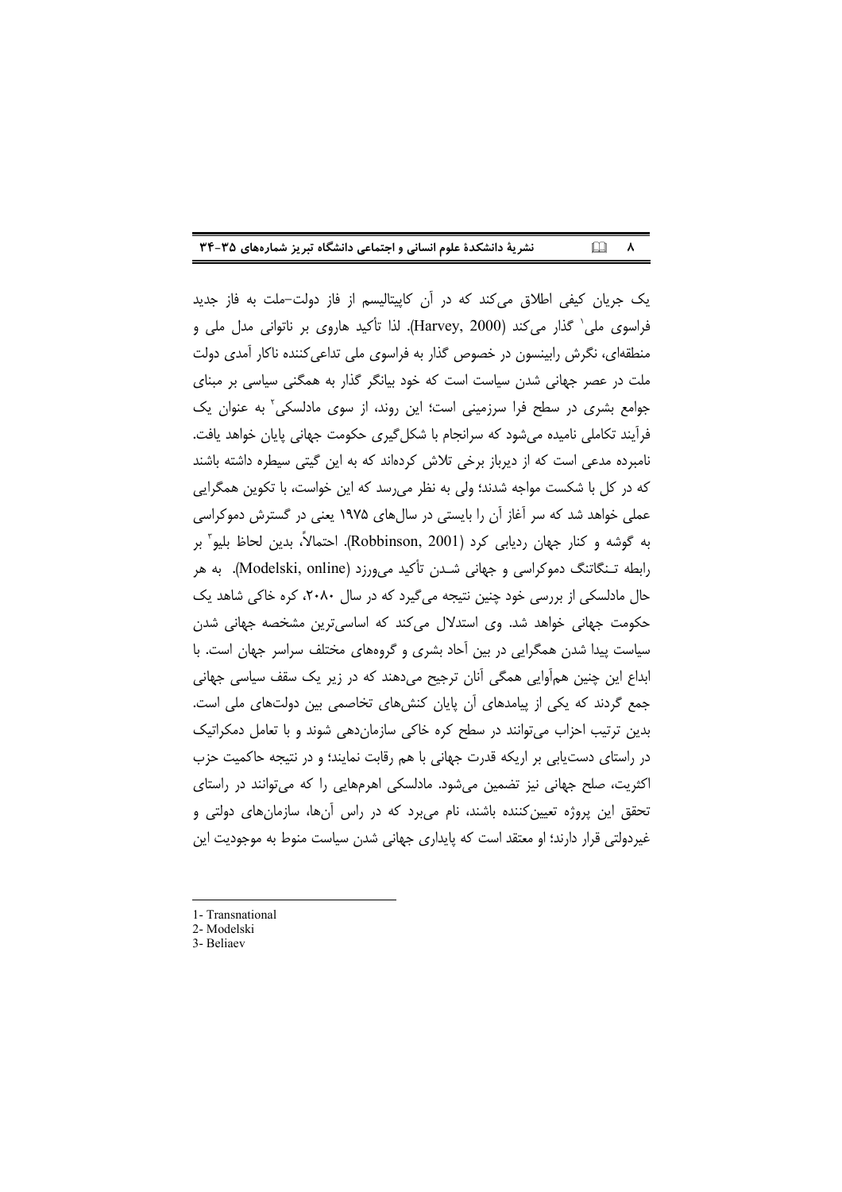یک جریان کیفی اطلاق می‌کند که در آن کاپیتالیسم از فاز دولت-ملت به فاز جدید فراسوی ملی[1] گذار می‌کند (Harvey, 2000). لذا تأکید هاروی بر ناتوانی مدل ملی و منطقه‌ای، نگرش رابینسون در خصوص گذار به فراسوی ملی تداعی‌کننده ناکار آمدی دولت ملت در عصر جهانی شدن سیاست است که خود بیانگر گذار به همگنی سیاسی بر مبنای جوامع بشری در سطح فرا سرزمینی است؛ این روند، از سوی مادلسکی[2] به عنوان یک فرآیند تکاملی نامیده می‌شود که سرانجام با شکل‌گیری حکومت جهانی پایان خواهد یافت. نامبرده مدعی است که از دیرباز برخی تلاش کرده‌اند که به این گیتی سیطره داشته باشند که در کل با شکست مواجه شدند؛ ولی به نظر می‌رسد که این خواست، با تکوین همگرایی عملی خواهد شد که سر آغاز آن را بایستی در سال‌های ۱۹۷۵ یعنی در گسترش دموکراسی به گوشه و کنار جهان ردیابی کرد (Robbinson, 2001). احتمالاً، بدین لحاظ بلیو[3] بر رابطه تنگاتنگ دموکراسی و جهانی شدن تأکید می‌ورزد (Modelski, online). به هر حال مادلسکی از بررسی خود چنین نتیجه می‌گیرد که در سال ۲۰۸۰، کره خاکی شاهد یک حکومت جهانی خواهد شد. وی استدلال می‌کند که اساسی‌ترین مشخصه جهانی شدن سیاست پیدا شدن همگرایی در بین آحاد بشری و گروه‌های مختلف سراسر جهان است. با ابداع این چنین هم‌آوایی همگی آنان ترجیح می‌دهند که در زیر یک سقف سیاسی جهانی جمع گردند که یکی از پیامدهای آن پایان کنش‌های تخاصمی بین دولت‌های ملی است. بدین ترتیب احزاب می‌توانند در سطح کره خاکی سازمان‌دهی شوند و با تعامل دمکراتیک در راستای دست‌یابی بر اریکه قدرت جهانی با هم رقابت نمایند؛ و در نتیجه حاکمیت حزب اکثریت، صلح جهانی نیز تضمین می‌شود. مادلسکی اهرم‌هایی را که می‌توانند در راستای تحقق این پروژه تعیین‌کننده باشند، نام می‌برد که در راس آن‌ها، سازمان‌های دولتی و غیردولتی قرار دارند؛ او معتقد است که پایداری جهانی شدن سیاست منوط به موجودیت این

---

1- Transnational
2- Modelski
3- Beliaev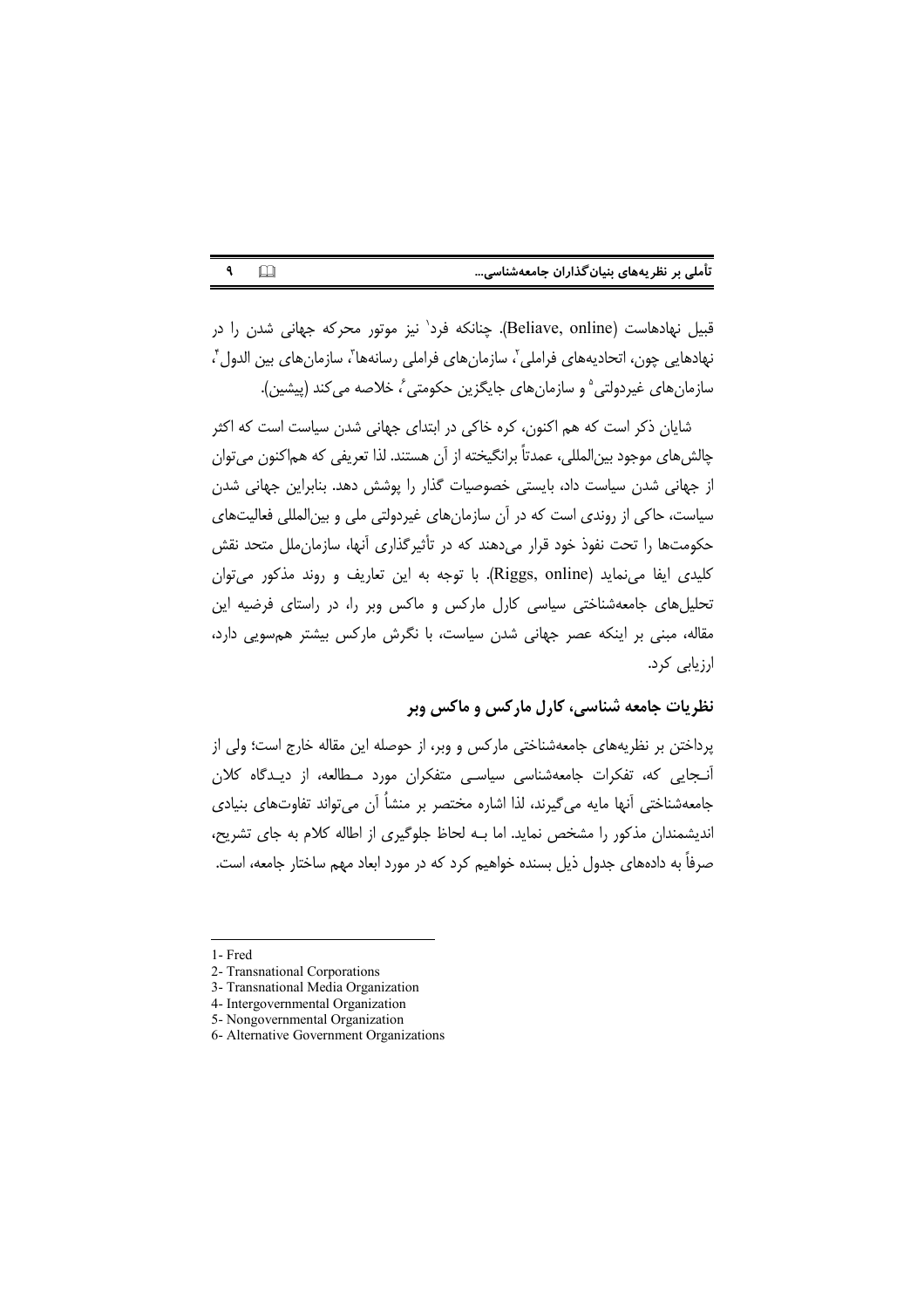قبیل نهادهاست (Beliave, online). چنانکه فرد[1] نیز موتور محرکه جهانی شدن را در نهادهایی چون، اتحادیه‌های فراملی[2]، سازمان‌های فراملی رسانه‌ها[3]، سازمان‌های بین الدول[4]، سازمان‌های غیردولتی[5] و سازمان‌های جایگزین حکومتی[6]، خلاصه می‌کند (پیشین).

شایان ذکر است که هم اکنون، کره خاکی در ابتدای جهانی شدن سیاست است که اکثر چالش‌های موجود بین‌المللی، عمدتاً برانگیخته از آن هستند. لذا تعریفی که هم‌اکنون می‌توان از جهانی شدن سیاست داد، بایستی خصوصیات گذار را پوشش دهد. بنابراین جهانی شدن سیاست، حاکی از روندی است که در آن سازمان‌های غیردولتی ملی و بین‌المللی فعالیت‌های حکومت‌ها را تحت نفوذ خود قرار می‌دهند که در تأثیرگذاری آنها، سازمان‌ملل متحد نقش کلیدی ایفا می‌نماید (Riggs, online). با توجه به این تعاریف و روند مذکور می‌توان تحلیل‌های جامعه‌شناختی سیاسی کارل مارکس و ماکس وبر را، در راستای فرضیه این مقاله، مبنی بر اینکه عصر جهانی شدن سیاست، با نگرش مارکس بیشتر هم‌سویی دارد، ارزیابی کرد.

## نظریات جامعه شناسی، کارل مارکس و ماکس وبر

پرداختن بر نظریه‌های جامعه‌شناختی مارکس و وبر، از حوصله این مقاله خارج است؛ ولی از آنجایی که، تفکرات جامعه‌شناسی سیاسی متفکران مورد مطالعه، از دیدگاه کلان جامعه‌شناختی آنها مایه می‌گیرند، لذا اشاره مختصر بر منشأ آن می‌تواند تفاوت‌های بنیادی اندیشمندان مذکور را مشخص نماید. اما به لحاظ جلوگیری از اطاله کلام به جای تشریح، صرفاً به داده‌های جدول ذیل بسنده خواهیم کرد که در مورد ابعاد مهم ساختار جامعه، است.

---

1- Fred
2- Transnational Corporations
3- Transnational Media Organization
4- Intergovernmental Organization
5- Nongovernmental Organization
6- Alternative Government Organizations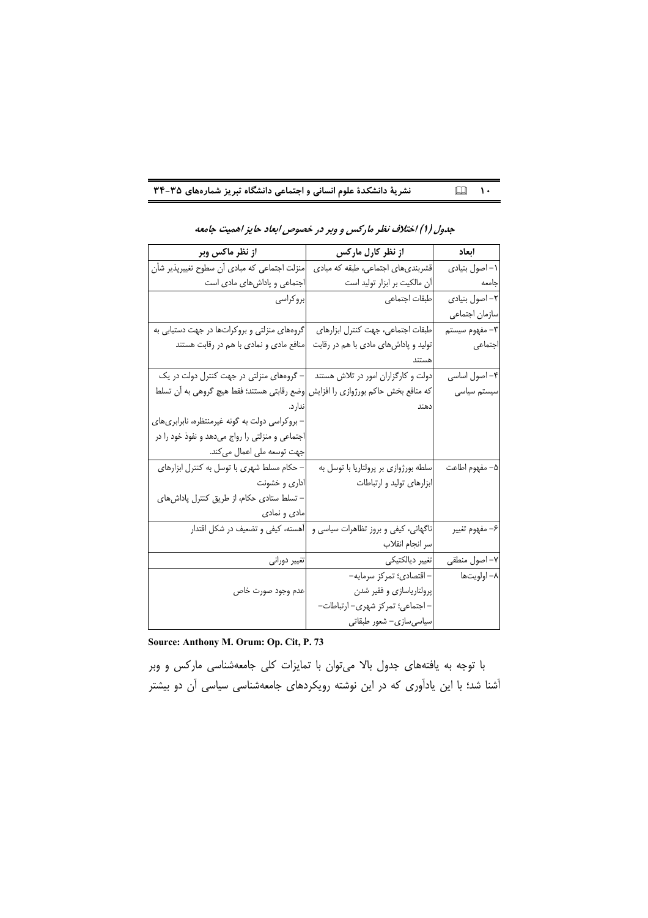***جدول (1) اختلاف نظر مارکس و وبر در خصوص ابعاد حایز اهمیت جامعه***

| ابعاد | از نظر کارل مارکس | از نظر ماکس وبر |
|---|---|---|
| ۱- اصول بنیادی جامعه | قشربندی‌های اجتماعی، طبقه که مبادی آن مالکیت بر ابزار تولید است | منزلت اجتماعی که مبادی آن سطوح تغییرپذیر شأن اجتماعی و پاداش‌های مادی است |
| ۲- اصول بنیادی سازمان اجتماعی | طبقات اجتماعی | بروکراسی |
| ۳- مفهوم سیستم اجتماعی | طبقات اجتماعی، جهت کنترل ابزارهای تولید و پاداش‌های مادی با هم در رقابت هستند | گروه‌های منزلتی و بروکرات‌ها در جهت دستیابی به منافع مادی و نمادی با هم در رقابت هستند |
| ۴- اصول اساسی سیستم سیاسی | دولت و کارگزاران امور در تلاش هستند که منافع بخش حاکم بورژوازی را افزایش دهند | - گروه‌های منزلتی در جهت کنترل دولت در یک وضع رقابتی هستند؛ فقط هیچ گروهی به آن تسلط ندارد.<br>- بروکراسی دولت به گونه غیرمنتظره، نابرابری‌های اجتماعی و منزلتی را رواج می‌دهد و نفوذ خود را در جهت توسعه ملی اعمال می‌کند. |
| ۵- مفهوم اطاعت | سلطه بورژوازی بر پرولتاریا با توسل به ابزارهای تولید و ارتباطات | - حکام مسلط شهری با توسل به کنترل ابزارهای اداری و خشونت<br>- تسلط ستادی حکام، از طریق کنترل پاداش‌های مادی و نمادی |
| ۶- مفهوم تغییر | ناگهانی، کیفی و بروز تظاهرات سیاسی و سر انجام انقلاب | آهسته، کیفی و تضعیف در شکل اقتدار |
| ۷- اصول منطقی | تغییر دیالکتیکی | تغییر دورانی |
| ۸- اولویت‌ها | - اقتصادی؛ تمرکز سرمایه- پرولتاریاسازی و فقیر شدن<br>- اجتماعی؛ تمرکز شهری- ارتباطات- سیاسی‌سازی- شعور طبقاتی | عدم وجود صورت خاص |

**Source: Anthony M. Orum: Op. Cit, P. 73**

با توجه به یافته‌های جدول بالا می‌توان با تمایزات کلی جامعه‌شناسی مارکس و وبر آشنا شد؛ با این یادآوری که در این نوشته رویکردهای جامعه‌شناسی سیاسی آن دو بیشتر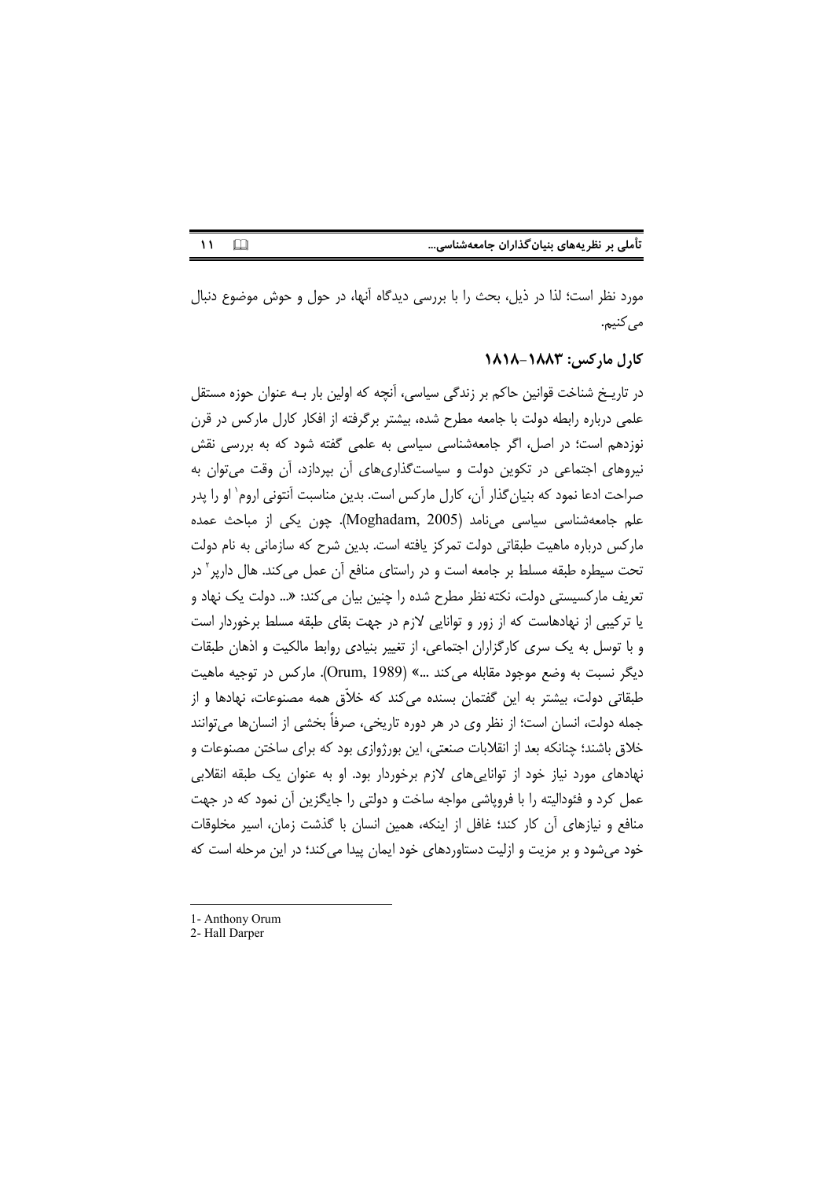مورد نظر است؛ لذا در ذیل، بحث را با بررسی دیدگاه آنها، در حول و حوش موضوع دنبال می‌کنیم.

### کارل مارکس: ۱۸۸۳-۱۸۱۸

در تاریخ شناخت قوانین حاکم بر زندگی سیاسی، آنچه که اولین بار بـه عنوان حوزه مستقل علمی درباره رابطه دولت با جامعه مطرح شده، بیشتر برگرفته از افکار کارل مارکس در قرن نوزدهم است؛ در اصل، اگر جامعه‌شناسی سیاسی به علمی گفته شود که به بررسی نقش نیروهای اجتماعی در تکوین دولت و سیاست‌گذاری‌های آن بپردازد، آن وقت می‌توان به صراحت ادعا نمود که بنیان‌گذار آن، کارل مارکس است. بدین مناسبت آنتونی اروم[1] او را پدر علم جامعه‌شناسی سیاسی می‌نامد (Moghadam, 2005). چون یکی از مباحث عمده مارکس درباره ماهیت طبقاتی دولت تمرکز یافته است. بدین شرح که سازمانی به نام دولت تحت سیطره طبقه مسلط بر جامعه است و در راستای منافع آن عمل می‌کند. هال دارپر[2] در تعریف مارکسیستی دولت، نکته‌نظر مطرح شده را چنین بیان می‌کند: «... دولت یک نهاد و یا ترکیبی از نهادهاست که از زور و توانایی لازم در جهت بقای طبقه مسلط برخوردار است و با توسل به یک سری کارگزاران اجتماعی، از تغییر بنیادی روابط مالکیت و اذهان طبقات دیگر نسبت به وضع موجود مقابله می‌کند ...» (Orum, 1989). مارکس در توجیه ماهیت طبقاتی دولت، بیشتر به این گفتمان بسنده می‌کند که خلاّق همه مصنوعات، نهادها و از جمله دولت، انسان است؛ از نظر وی در هر دوره تاریخی، صرفاً بخشی از انسان‌ها می‌توانند خلاق باشند؛ چنانکه بعد از انقلابات صنعتی، این بورژوازی بود که برای ساختن مصنوعات و نهادهای مورد نیاز خود از توانایی‌های لازم برخوردار بود. او به عنوان یک طبقه انقلابی عمل کرد و فئودالیته را با فروپاشی مواجه ساخت و دولتی را جایگزین آن نمود که در جهت منافع و نیازهای آن کار کند؛ غافل از اینکه، همین انسان با گذشت زمان، اسیر مخلوقات خود می‌شود و بر مزیت و ازلیت دستاوردهای خود ایمان پیدا می‌کند؛ در این مرحله است که

---

1- Anthony Orum
2- Hall Darper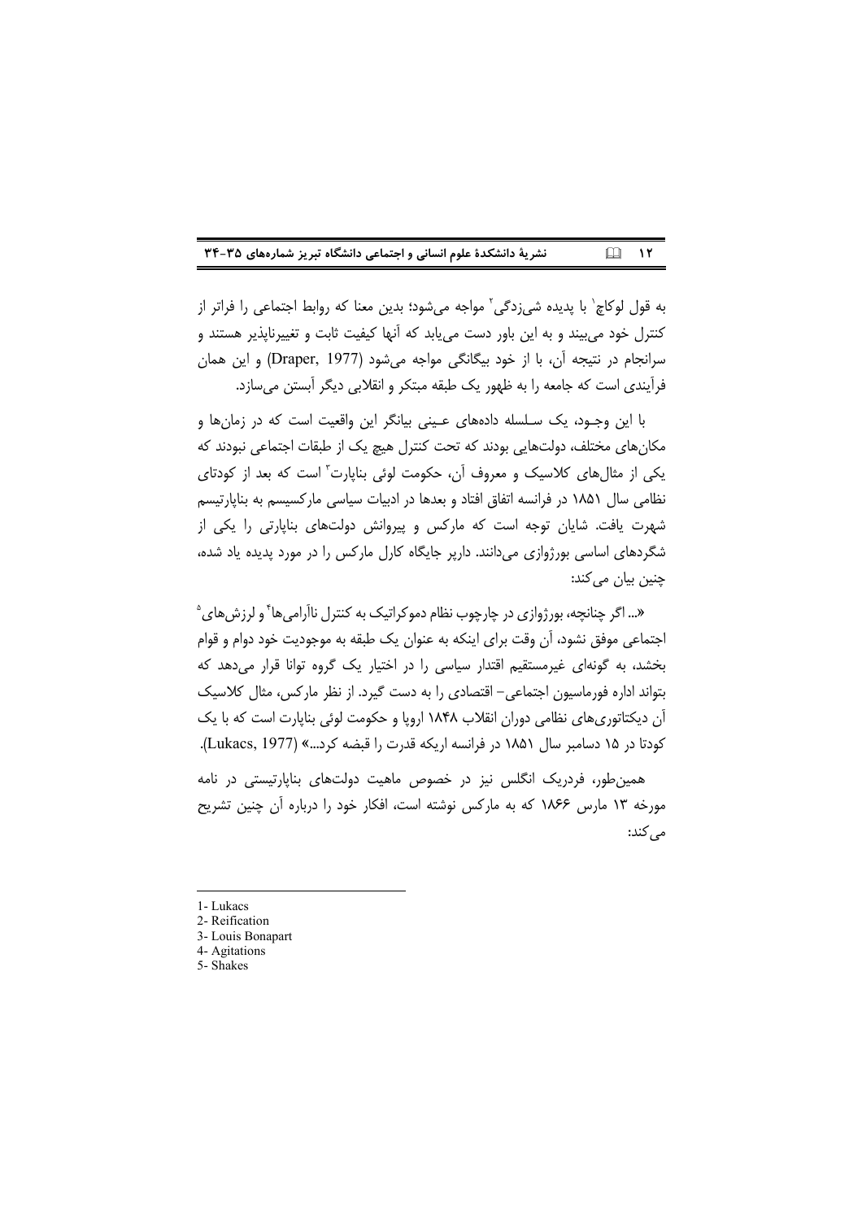به قول لوکاچ[1] با پدیده شی‌زدگی[2] مواجه می‌شود؛ بدین معنا که روابط اجتماعی را فراتر از کنترل خود می‌بیند و به این باور دست می‌یابد که آنها کیفیت ثابت و تغییرناپذیر هستند و سرانجام در نتیجه آن، با از خود بیگانگی مواجه می‌شود (Draper, 1977) و این همان فرآیندی است که جامعه را به ظهور یک طبقه مبتکر و انقلابی دیگر آبستن می‌سازد.

با این وجـود، یک سـلسله داده‌های عـینی بیانگر این واقعیت است که در زمان‌ها و مکان‌های مختلف، دولت‌هایی بودند که تحت کنترل هیچ یک از طبقات اجتماعی نبودند که یکی از مثال‌های کلاسیک و معروف آن، حکومت لوئی بناپارت[3] است که بعد از کودتای نظامی سال ۱۸۵۱ در فرانسه اتفاق افتاد و بعدها در ادبیات سیاسی مارکسیسم به بناپارتیسم شهرت یافت. شایان توجه است که مارکس و پیروانش دولت‌های بناپارتی را یکی از شگردهای اساسی بورژوازی می‌دانند. دارپر جایگاه کارل مارکس را در مورد پدیده یاد شده، چنین بیان می‌کند:

«... اگر چنانچه، بورژوازی در چارچوب نظام دموکراتیک به کنترل ناآرامی‌ها[4] و لرزش‌های[5] اجتماعی موفق نشود، آن وقت برای اینکه به عنوان یک طبقه به موجودیت خود دوام و قوام بخشد، به گونه‌ای غیرمستقیم اقتدار سیاسی را در اختیار یک گروه توانا قرار می‌دهد که بتواند اداره فورماسیون اجتماعی- اقتصادی را به دست گیرد. از نظر مارکس، مثال کلاسیک آن دیکتاتوری‌های نظامی دوران انقلاب ۱۸۴۸ اروپا و حکومت لوئی بناپارت است که با یک کودتا در ۱۵ دسامبر سال ۱۸۵۱ در فرانسه اریکه قدرت را قبضه کرد...» (Lukacs, 1977).

همین‌طور، فردریک انگلس نیز در خصوص ماهیت دولت‌های بناپارتیستی در نامه مورخه ۱۳ مارس ۱۸۶۶ که به مارکس نوشته است، افکار خود را درباره آن چنین تشریح می‌کند:

---

1- Lukacs
2- Reification
3- Louis Bonapart
4- Agitations
5- Shakes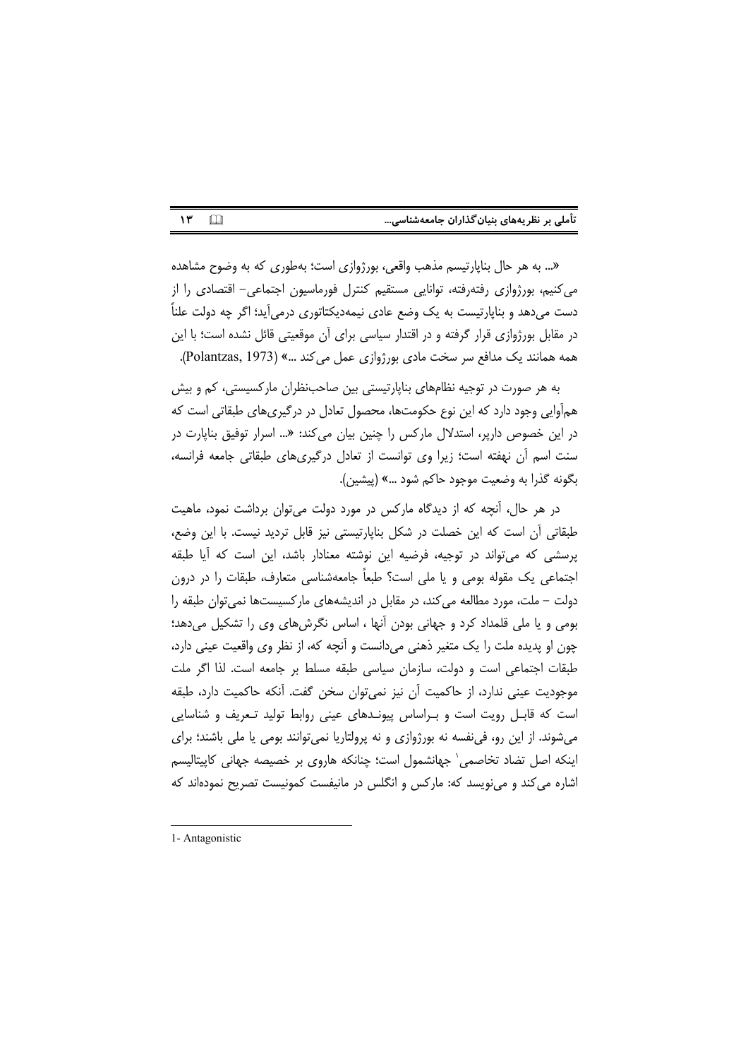«... به هر حال بناپارتیسم مذهب واقعی، بورژوازی است؛ به‌طوری که به وضوح مشاهده می‌کنیم، بورژوازی رفته‌رفته، توانایی مستقیم کنترل فورماسیون اجتماعی- اقتصادی را از دست می‌دهد و بناپارتیست به یک وضع عادی نیمه‌دیکتاتوری درمی‌آید؛ اگر چه دولت علناً در مقابل بورژوازی قرار گرفته و در اقتدار سیاسی برای آن موقعیتی قائل نشده است؛ با این همه همانند یک مدافع سر سخت مادی بورژوازی عمل می‌کند ...» (Polantzas, 1973).

به هر صورت در توجیه نظام‌های بناپارتیستی بین صاحب‌نظران مارکسیستی، کم و بیش هم‌آوایی وجود دارد که این نوع حکومت‌ها، محصول تعادل در درگیری‌های طبقاتی است که در این خصوص دارپر، استدلال مارکس را چنین بیان می‌کند: «... اسرار توفیق بناپارت در سنت اسم آن نهفته است؛ زیرا وی توانست از تعادل درگیری‌های طبقاتی جامعه فرانسه، بگونه گذرا به وضعیت موجود حاکم شود ...» (پیشین).

در هر حال، آنچه که از دیدگاه مارکس در مورد دولت می‌توان برداشت نمود، ماهیت طبقاتی آن است که این خصلت در شکل بناپارتیستی نیز قابل تردید نیست. با این وضع، پرسشی که می‌تواند در توجیه، فرضیه این نوشته معنادار باشد، این است که آیا طبقه اجتماعی یک مقوله بومی و یا ملی است؟ طبعاً جامعه‌شناسی متعارف، طبقات را در درون دولت – ملت، مورد مطالعه می‌کند، در مقابل در اندیشه‌های مارکسیست‌ها نمی‌توان طبقه را بومی و یا ملی قلمداد کرد و جهانی بودن آنها ، اساس نگرش‌های وی را تشکیل می‌دهد؛ چون او پدیده ملت را یک متغیر ذهنی می‌دانست و آنچه که، از نظر وی واقعیت عینی دارد، طبقات اجتماعی است و دولت، سازمان سیاسی طبقه مسلط بر جامعه است. لذا اگر ملت موجودیت عینی ندارد، از حاکمیت آن نیز نمی‌توان سخن گفت. آنکه حاکمیت دارد، طبقه است که قابل رویت است و براساس پیوندهای عینی روابط تولید تعریف و شناسایی می‌شوند. از این رو، فی‌نفسه نه بورژوازی و نه پرولتاریا نمی‌توانند بومی یا ملی باشند؛ برای اینکه اصل تضاد تخاصمی[1] جهانشمول است؛ چنانکه هاروی بر خصیصه جهانی کاپیتالیسم اشاره می‌کند و می‌نویسد که: مارکس و انگلس در مانیفست کمونیست تصریح نموده‌اند که

---

1- Antagonistic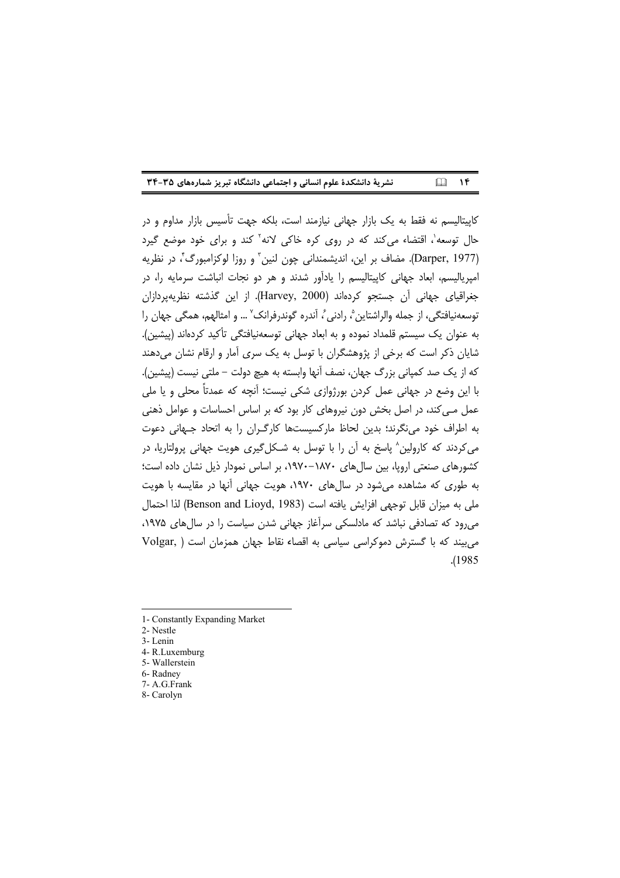کاپیتالیسم نه فقط به یک بازار جهانی نیازمند است، بلکه جهت تأسیس بازار مداوم و در حال توسعه[1]، اقتضاء می‌کند که در روی کره خاکی لانه[2] کند و برای خود موضع گیرد (Darper, 1977). مضاف بر این، اندیشمندانی چون لنین[3] و روزا لوکزامبورگ[4]، در نظریه امپریالیسم، ابعاد جهانی کاپیتالیسم را یادآور شدند و هر دو نجات انباشت سرمایه را، در جغراقیای جهانی آن جستجو کرده‌اند (Harvey, 2000). از این گذشته نظریه‌پردازان توسعه‌نیافتگی، از جمله والراشتاین[5]، رادنی[6]، آندره گوندرفرانک[7] ... و امثالهم، همگی جهان را به عنوان یک سیستم قلمداد نموده و به ابعاد جهانی توسعه‌نیافتگی تأکید کرده‌اند (پیشین). شایان ذکر است که برخی از پژوهشگران با توسل به یک سری آمار و ارقام نشان می‌دهند که از یک صد کمپانی بزرگ جهان، نصف آنها وابسته به هیچ دولت – ملتی نیست (پیشین). با این وضع در جهانی عمل کردن بورژوازی شکی نیست؛ آنچه که عمدتاً محلی و یا ملی عمل می‌کند، در اصل بخش دون نیروهای کار بود که بر اساس احساسات و عوامل ذهنی به اطراف خود می‌نگرند؛ بدین لحاظ مارکسیست‌ها کارگران را به اتحاد جهانی دعوت می‌کردند که کارولین[8] پاسخ به آن را با توسل به شکل‌گیری هویت جهانی پرولتاریا، در کشورهای صنعتی اروپا، بین سال‌های ۱۸۷۰–۱۹۷۰، بر اساس نمودار ذیل نشان داده است؛ به طوری که مشاهده می‌شود در سال‌های ۱۹۷۰، هویت جهانی آنها در مقایسه با هویت ملی به میزان قابل توجهی افزایش یافته است (Benson and Lioyd, 1983) لذا احتمال می‌رود که تصادفی نباشد که مادلسکی سرآغاز جهانی شدن سیاست را در سال‌های ۱۹۷۵، می‌بیند که با گسترش دموکراسی سیاسی به اقصاء نقاط جهان همزمان است (Volgar, 1985).

---

1- Constantly Expanding Market
2- Nestle
3- Lenin
4- R.Luxemburg
5- Wallerstein
6- Radney
7- A.G.Frank
8- Carolyn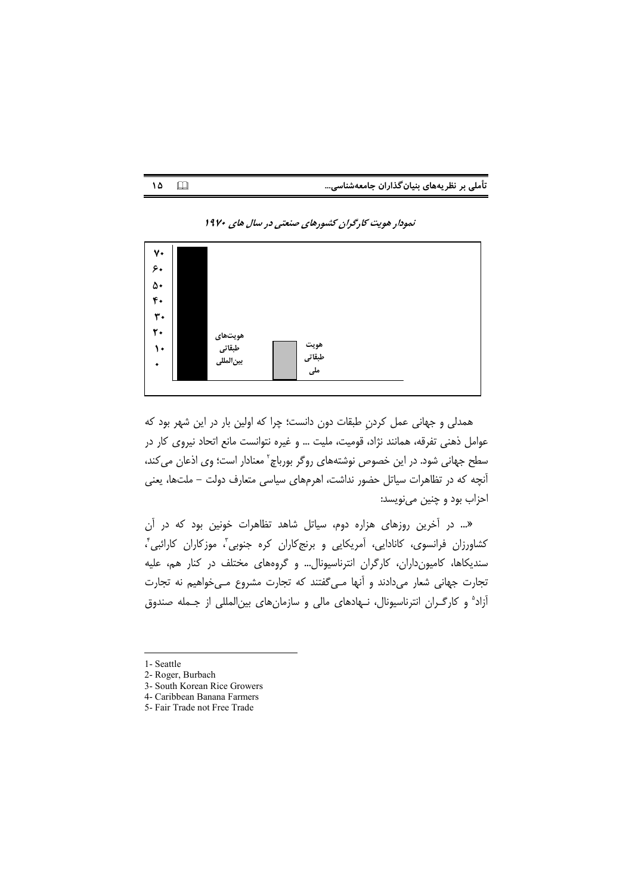*نمودار هویت کارگران کشورهای صنعتی در سال های ۱۹۷۰*

| | هویت‌های طبقاتی بین‌المللی | هویت طبقاتی ملی |
|---|---|---|
| ۷۰ ─ ۰ | ۷۰ | ۱۵ |

همدلی و جهانی عمل کردنِ طبقات دون دانست؛ چرا که اولین بار در این شهر بود که عوامل ذهنی تفرقه، همانند نژاد، قومیت، ملیت ... و غیره نتوانست مانع اتحاد نیروی کار در سطح جهانی شود. در این خصوص نوشته‌های روگر بورباچ[2] معنادار است؛ وی اذعان می‌کند، آنچه که در تظاهرات سیاتل حضور نداشت، اهرم‌های سیاسی متعارف دولت – ملت‌ها، یعنی احزاب بود و چنین می‌نویسد:

«... در آخرین روزهای هزاره دوم، سیاتل شاهد تظاهرات خونین بود که در آن کشاورزان فرانسوی، کانادایی، آمریکایی و برنج‌کاران کره جنوبی[3]، موزکاران کارائبی[4]، سندیکاها، کامیون‌داران، کارگران انترناسیونال... و گروه‌های مختلف در کنار هم، علیه تجارت جهانی شعار می‌دادند و آنها مـی‌گفتند که تجارت مشروع مـی‌خواهیم نه تجارت آزاد[5] و کارگـران انترناسیونال، نـهادهای مالی و سازمان‌های بین‌المللی از جـمله صندوق

---

1- Seattle
2- Roger, Burbach
3- South Korean Rice Growers
4- Caribbean Banana Farmers
5- Fair Trade not Free Trade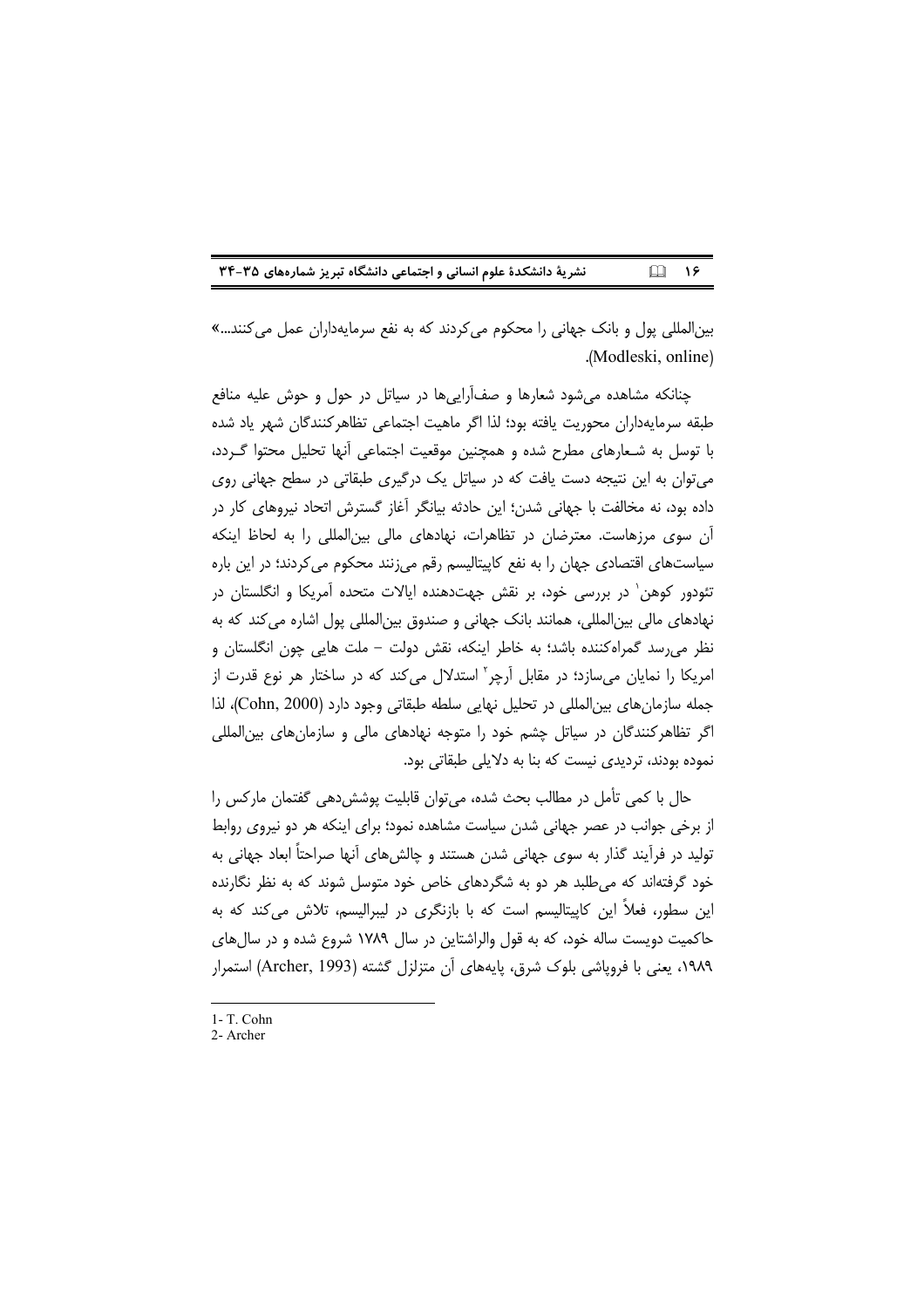بین‌المللی پول و بانک جهانی را محکوم می‌کردند که به نفع سرمایه‌داران عمل می‌کنند...» (Modleski, online).

چنانکه مشاهده می‌شود شعارها و صف‌آرایی‌ها در سیاتل در حول و حوش علیه منافع طبقه سرمایه‌داران محوریت یافته بود؛ لذا اگر ماهیت اجتماعی تظاهرکنندگان شهر یاد شده با توسل به شـعارهای مطرح شده و همچنین موقعیت اجتماعی آنها تحلیل محتوا گـردد، می‌توان به این نتیجه دست یافت که در سیاتل یک درگیری طبقاتی در سطح جهانی روی داده بود، نه مخالفت با جهانی شدن؛ این حادثه بیانگر آغاز گسترش اتحاد نیروهای کار در آن سوی مرزهاست. معترضان در تظاهرات، نهادهای مالی بین‌المللی را به لحاظ اینکه سیاست‌های اقتصادی جهان را به نفع کاپیتالیسم رقم می‌زنند محکوم می‌کردند؛ در این باره تئودور کوهن[1] در بررسی خود، بر نقش جهت‌دهنده ایالات متحده آمریکا و انگلستان در نهادهای مالی بین‌المللی، همانند بانک جهانی و صندوق بین‌المللی پول اشاره می‌کند که به نظر می‌رسد گمراه‌کننده باشد؛ به خاطر اینکه، نقش دولت – ملت هایی چون انگلستان و امریکا را نمایان می‌سازد؛ در مقابل آرچر[2] استدلال می‌کند که در ساختار هر نوع قدرت از جمله سازمان‌های بین‌المللی در تحلیل نهایی سلطه طبقاتی وجود دارد (Cohn, 2000)، لذا اگر تظاهرکنندگان در سیاتل چشم خود را متوجه نهادهای مالی و سازمان‌های بین‌المللی نموده بودند، تردیدی نیست که بنا به دلایلی طبقاتی بود.

حال با کمی تأمل در مطالب بحث شده، می‌توان قابلیت پوشش‌دهی گفتمان مارکس را از برخی جوانب در عصر جهانی شدن سیاست مشاهده نمود؛ برای اینکه هر دو نیروی روابط تولید در فرآیند گذار به سوی جهانی شدن هستند و چالش‌های آنها صراحتاً ابعاد جهانی به خود گرفته‌اند که می‌طلبد هر دو به شگردهای خاص خود متوسل شوند که به نظر نگارنده این سطور، فعلاً این کاپیتالیسم است که با بازنگری در لیبرالیسم، تلاش می‌کند که به حاکمیت دویست ساله خود، که به قول والراشتاین در سال ۱۷۸۹ شروع شده و در سال‌های ۱۹۸۹، یعنی با فروپاشی بلوک شرق، پایه‌های آن متزلزل گشته (Archer, 1993) استمرار

---

1- T. Cohn

2- Archer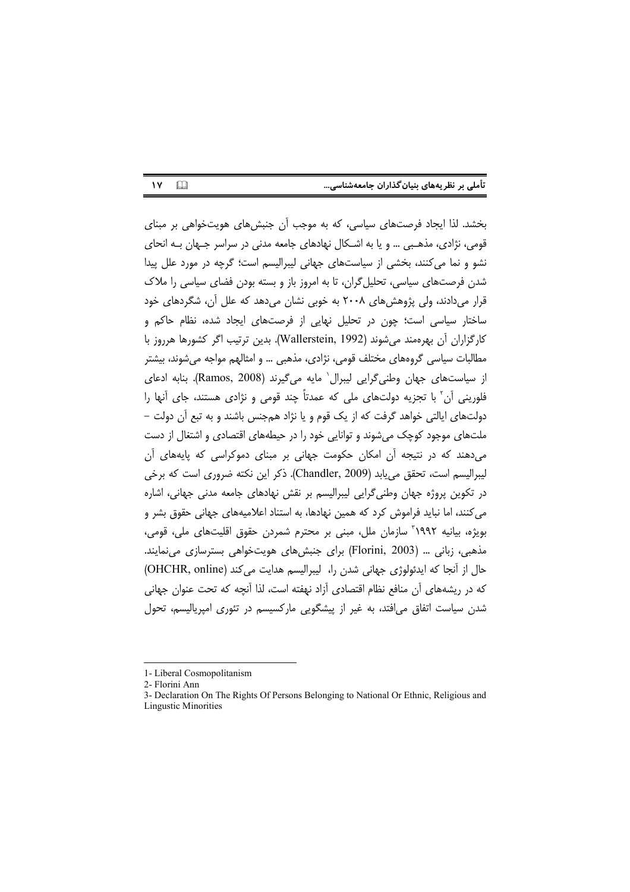بخشد. لذا ایجاد فرصت‌های سیاسی، که به موجب آن جنبش‌های هویت‌خواهی بر مبنای قومی، نژادی، مذهبی ... و یا به اشکال نهادهای جامعه مدنی در سراسر جهان به انحای نشو و نما می‌کنند، بخشی از سیاست‌های جهانی لیبرالیسم است؛ گرچه در مورد علل پیدا شدن فرصت‌های سیاسی، تحلیل‌گران، تا به امروز باز و بسته بودن فضای سیاسی را ملاک قرار می‌دادند، ولی پژوهش‌های ۲۰۰۸ به خوبی نشان می‌دهد که علل آن، شگردهای خود ساختار سیاسی است؛ چون در تحلیل نهایی از فرصت‌های ایجاد شده، نظام حاکم و کارگزاران آن بهره‌مند می‌شوند (Wallerstein, 1992). بدین ترتیب اگر کشورها هرروز با مطالبات سیاسی گروه‌های مختلف قومی، نژادی، مذهبی ... و امثالهم مواجه می‌شوند، بیشتر از سیاست‌های جهان وطنی‌گرایی لیبرال[1] مایه می‌گیرند (Ramos, 2008). بنابه ادعای فلورینی آن[2] با تجزیه دولت‌های ملی که عمدتاً چند قومی و نژادی هستند، جای آنها را دولت‌های ایالتی خواهد گرفت که از یک قوم و یا نژاد همجنس باشند و به تبع آن دولت – ملت‌های موجود کوچک می‌شوند و توانایی خود را در حیطه‌های اقتصادی و اشتغال از دست می‌دهند که در نتیجه آن امکان حکومت جهانی بر مبنای دموکراسی که پایه‌های آن لیبرالیسم است، تحقق می‌یابد (Chandler, 2009). ذکر این نکته ضروری است که برخی در تکوین پروژه جهان وطنی‌گرایی لیبرالیسم بر نقش نهادهای جامعه مدنی جهانی، اشاره می‌کنند، اما نباید فراموش کرد که همین نهادها، به استناد اعلامیه‌های جهانی حقوق بشر و بویژه، بیانیه ۱۹۹۲[3] سازمان ملل، مبنی بر محترم شمردن حقوق اقلیت‌های ملی، قومی، مذهبی، زبانی ... (Florini, 2003) برای جنبش‌های هویت‌خواهی بسترسازی می‌نمایند. حال از آنجا که ایدئولوژی جهانی شدن را، لیبرالیسم هدایت می‌کند (OHCHR, online) که در ریشه‌های آن منافع نظام اقتصادی آزاد نهفته است، لذا آنچه که تحت عنوان جهانی شدن سیاست اتفاق می‌افتد، به غیر از پیشگویی مارکسیسم در تئوری امپریالیسم، تحول

---

1- Liberal Cosmopolitanism

2- Florini Ann

3- Declaration On The Rights Of Persons Belonging to National Or Ethnic, Religious and Lingustic Minorities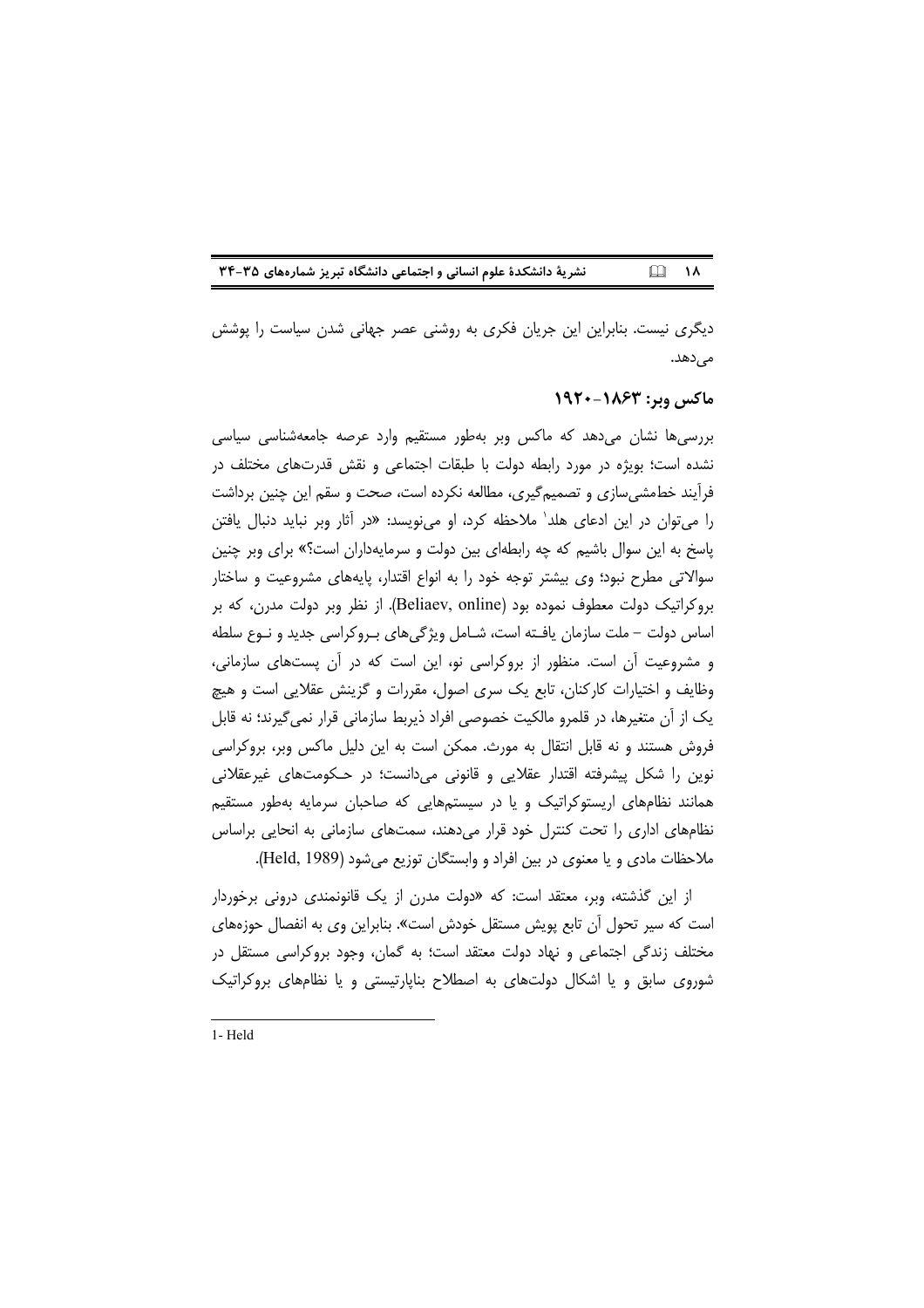دیگری نیست. بنابراین این جریان فکری به روشنی عصر جهانی شدن سیاست را پوشش می‌دهد.

## ماکس وبر: ۱۸۶۳-۱۹۲۰

بررسی‌ها نشان می‌دهد که ماکس وبر به‌طور مستقیم وارد عرصه جامعه‌شناسی سیاسی نشده است؛ بویژه در مورد رابطه دولت با طبقات اجتماعی و نقش قدرت‌های مختلف در فرآیند خط‌مشی‌سازی و تصمیم‌گیری، مطالعه نکرده است، صحت و سقم این چنین برداشت را می‌توان در این ادعای هلد[1] ملاحظه کرد، او می‌نویسد: «در آثار وبر نباید دنبال یافتن پاسخ به این سوال باشیم که چه رابطه‌ای بین دولت و سرمایه‌داران است؟» برای وبر چنین سوالاتی مطرح نبود؛ وی بیشتر توجه خود را به انواع اقتدار، پایه‌های مشروعیت و ساختار بروکراتیک دولت معطوف نموده بود (Beliaev, online). از نظر وبر دولت مدرن، که بر اساس دولت - ملت سازمان یافته است، شامل ویژگی‌های بروکراسی جدید و نوع سلطه و مشروعیت آن است. منظور از بروکراسی نو، این است که در آن پست‌های سازمانی، وظایف و اختیارات کارکنان، تابع یک سری اصول، مقررات و گزینش عقلایی است و هیچ یک از آن متغیرها، در قلمرو مالکیت خصوصی افراد ذیربط سازمانی قرار نمی‌گیرند؛ نه قابل فروش هستند و نه قابل انتقال به مورث. ممکن است به این دلیل ماکس وبر، بروکراسی نوین را شکل پیشرفته اقتدار عقلایی و قانونی می‌دانست؛ در حکومت‌های غیرعقلانی همانند نظام‌های اریستوکراتیک و یا در سیستم‌هایی که صاحبان سرمایه به‌طور مستقیم نظام‌های اداری را تحت کنترل خود قرار می‌دهند، سمت‌های سازمانی به انحایی براساس ملاحظات مادی و یا معنوی در بین افراد و وابستگان توزیع می‌شود (Held, 1989).

از این گذشته، وبر، معتقد است: که «دولت مدرن از یک قانونمندی درونی برخوردار است که سیر تحول آن تابع پویش مستقل خودش است». بنابراین وی به انفصال حوزه‌های مختلف زندگی اجتماعی و نهاد دولت معتقد است؛ به گمان، وجود بروکراسی مستقل در شوروی سابق و یا اشکال دولت‌های به اصطلاح بناپارتیستی و یا نظام‌های بروکراتیک

---

1- Held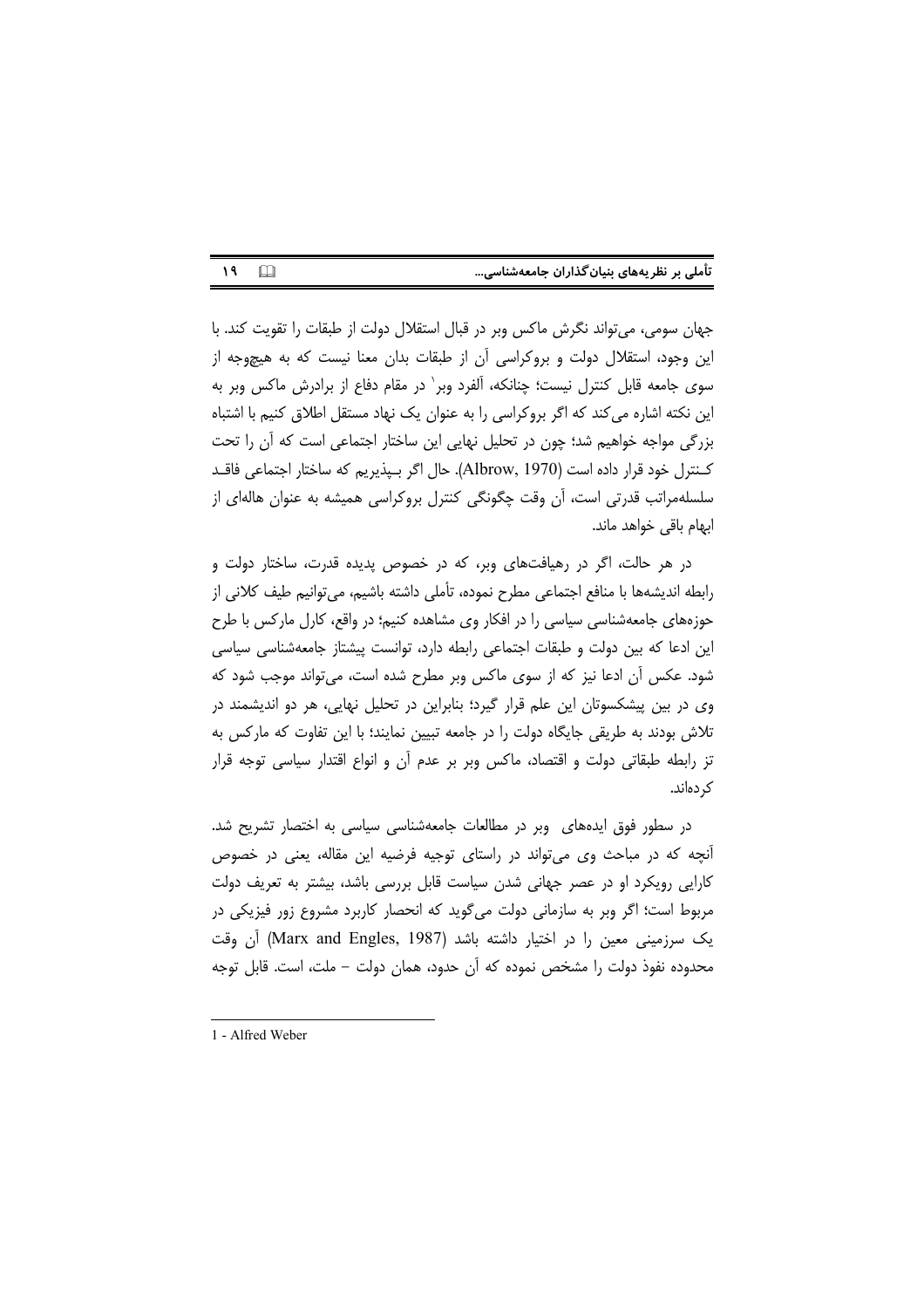جهان سومی، می‌تواند نگرش ماکس وبر در قبال استقلال دولت از طبقات را تقویت کند. با این وجود، استقلال دولت و بروکراسی آن از طبقات بدان معنا نیست که به هیچ‌وجه از سوی جامعه قابل کنترل نیست؛ چنانکه، آلفرد وبر[1] در مقام دفاع از برادرش ماکس وبر به این نکته اشاره می‌کند که اگر بروکراسی را به عنوان یک نهاد مستقل اطلاق کنیم با اشتباه بزرگی مواجه خواهیم شد؛ چون در تحلیل نهایی این ساختار اجتماعی است که آن را تحت کنترل خود قرار داده است (Albrow, 1970). حال اگر بپذیریم که ساختار اجتماعی فاقد سلسله‌مراتب قدرتی است، آن وقت چگونگی کنترل بروکراسی همیشه به عنوان هاله‌ای از ابهام باقی خواهد ماند.

در هر حالت، اگر در رهیافت‌های وبر، که در خصوص پدیده قدرت، ساختار دولت و رابطه اندیشه‌ها با منافع اجتماعی مطرح نموده، تأملی داشته باشیم، می‌توانیم طیف کلانی از حوزه‌های جامعه‌شناسی سیاسی را در افکار وی مشاهده کنیم؛ در واقع، کارل مارکس با طرح این ادعا که بین دولت و طبقات اجتماعی رابطه دارد، توانست پیشتاز جامعه‌شناسی سیاسی شود. عکس آن ادعا نیز که از سوی ماکس وبر مطرح شده است، می‌تواند موجب شود که وی در بین پیشکسوتان این علم قرار گیرد؛ بنابراین در تحلیل نهایی، هر دو اندیشمند در تلاش بودند به طریقی جایگاه دولت را در جامعه تبیین نمایند؛ با این تفاوت که مارکس به تز رابطه طبقاتی دولت و اقتصاد، ماکس وبر بر عدم آن و انواع اقتدار سیاسی توجه قرار کرده‌اند.

در سطور فوق ایده‌های وبر در مطالعات جامعه‌شناسی سیاسی به اختصار تشریح شد. آنچه که در مباحث وی می‌تواند در راستای توجیه فرضیه این مقاله، یعنی در خصوص کارایی رویکرد او در عصر جهانی شدن سیاست قابل بررسی باشد، بیشتر به تعریف دولت مربوط است؛ اگر وبر به سازمانی دولت می‌گوید که انحصار کاربرد مشروع زور فیزیکی در یک سرزمینی معین را در اختیار داشته باشد (Marx and Engles, 1987) آن وقت محدوده نفوذ دولت را مشخص نموده که آن حدود، همان دولت – ملت، است. قابل توجه

---

1 - Alfred Weber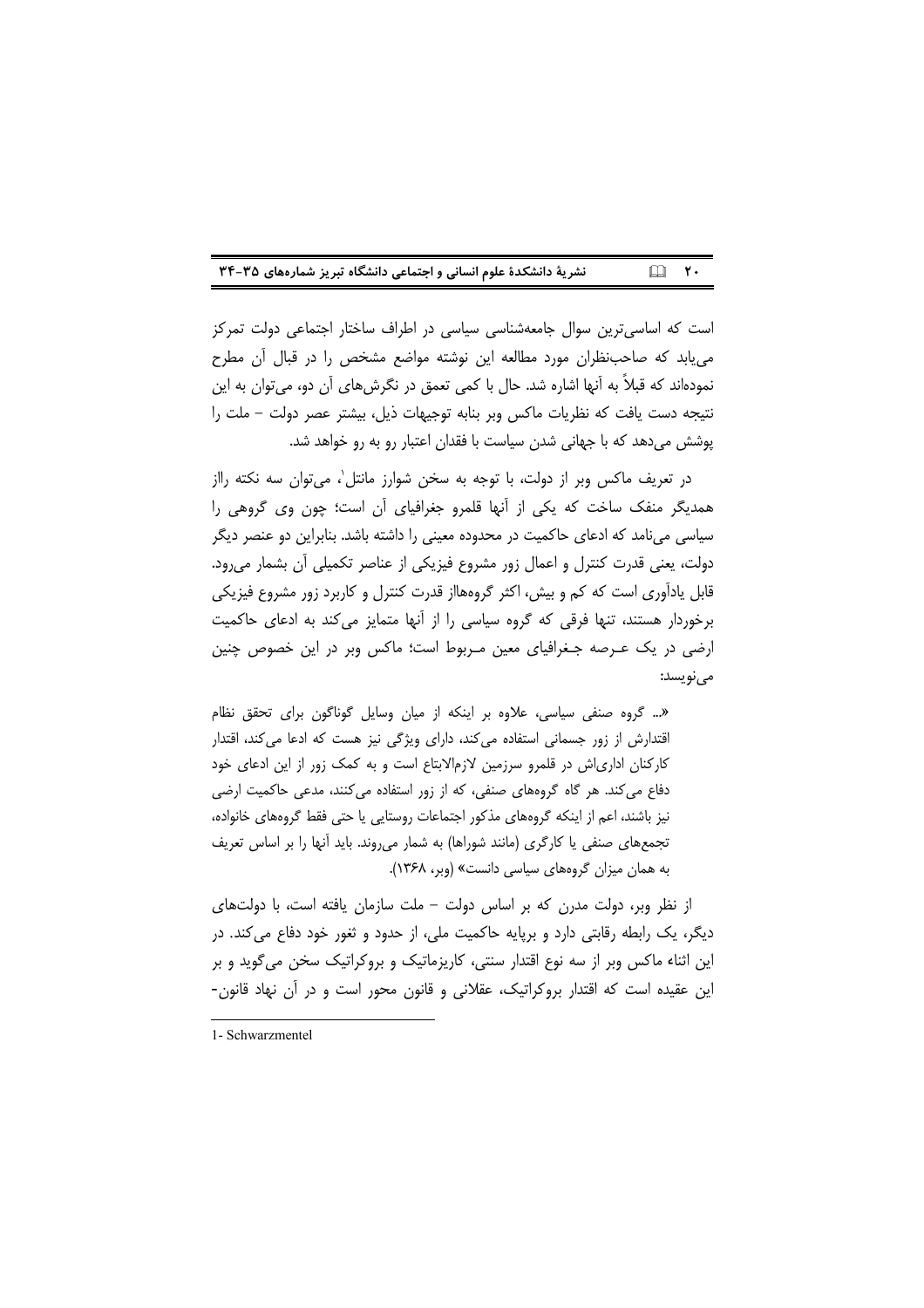است که اساسی‌ترین سوال جامعه‌شناسی سیاسی در اطراف ساختار اجتماعی دولت تمرکز می‌یابد که صاحب‌نظران مورد مطالعه این نوشته مواضع مشخص را در قبال آن مطرح نموده‌اند که قبلاً به آنها اشاره شد. حال با کمی تعمق در نگرش‌های آن دو، می‌توان به این نتیجه دست یافت که نظریات ماکس وبر بنابه توجیهات ذیل، بیشتر عصر دولت – ملت را پوشش می‌دهد که با جهانی شدن سیاست با فقدان اعتبار رو به رو خواهد شد.

در تعریف ماکس وبر از دولت، با توجه به سخن شوارز مانتل[1]، می‌توان سه نکته رااز همدیگر منفک ساخت که یکی از آنها قلمرو جغرافیای آن است؛ چون وی گروهی را سیاسی می‌نامد که ادعای حاکمیت در محدوده معینی را داشته باشد. بنابراین دو عنصر دیگر دولت، یعنی قدرت کنترل و اعمال زور مشروع فیزیکی از عناصر تکمیلی آن بشمار می‌رود. قابل یادآوری است که کم و بیش، اکثر گروههااز قدرت کنترل و کاربرد زور مشروع فیزیکی برخوردار هستند، تنها فرقی که گروه سیاسی را از آنها متمایز می‌کند به ادعای حاکمیت ارضی در یک عـرصه جـغرافیای معین مـربوط است؛ ماکس وبر در این خصوص چنین می‌نویسد:

> «... گروه صنفی سیاسی، علاوه بر اینکه از میان وسایل گوناگون برای تحقق نظام اقتدارش از زور جسمانی استفاده می‌کند، دارای ویژگی نیز هست که ادعا می‌کند، اقتدار کارکنان اداری‌اش در قلمرو سرزمین لازم‌الاتباع است و به کمک زور از این ادعای خود دفاع می‌کند. هر گاه گروههای صنفی، که از زور استفاده می‌کنند، مدعی حاکمیت ارضی نیز باشند، اعم از اینکه گروههای مذکور اجتماعات روستایی یا حتی فقط گروههای خانواده، تجمع‌های صنفی یا کارگری (مانند شوراها) به شمار می‌روند. باید آنها را بر اساس تعریف به همان میزان گروههای سیاسی دانست» (وبر، ۱۳۶۸).

از نظر وبر، دولت مدرن که بر اساس دولت – ملت سازمان یافته است، با دولت‌های دیگر، یک رابطه رقابتی دارد و برپایه حاکمیت ملی، از حدود و ثغور خود دفاع می‌کند. در این اثناء ماکس وبر از سه نوع اقتدار سنتی، کاریزماتیک و بروکراتیک سخن می‌گوید و بر این عقیده است که اقتدار بروکراتیک، عقلانی و قانون محور است و در آن نهاد قانون-

---

1- Schwarzmentel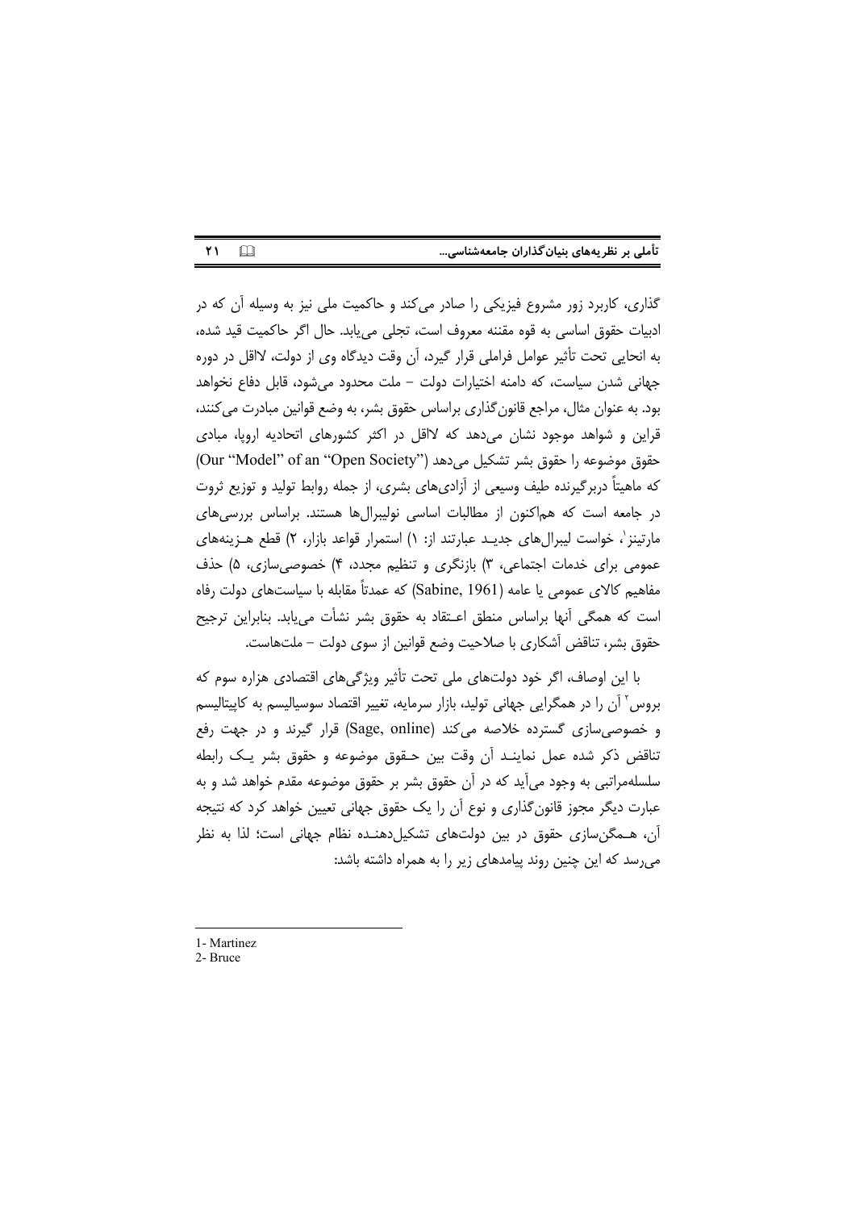گذاری، کاربرد زور مشروع فیزیکی را صادر می‌کند و حاکمیت ملی نیز به وسیله آن که در ادبیات حقوق اساسی به قوه مقننه معروف است، تجلی می‌یابد. حال اگر حاکمیت قید شده، به انحایی تحت تأثیر عوامل فراملی قرار گیرد، آن وقت دیدگاه وی از دولت، لااقل در دوره جهانی شدن سیاست، که دامنه اختیارات دولت – ملت محدود می‌شود، قابل دفاع نخواهد بود. به عنوان مثال، مراجع قانون‌گذاری براساس حقوق بشر، به وضع قوانین مبادرت می‌کنند، قراین و شواهد موجود نشان می‌دهد که لااقل در اکثر کشورهای اتحادیه اروپا، مبادی حقوق موضوعه را حقوق بشر تشکیل می‌دهد (Our "Model" of an "Open Society") که ماهیتاً دربرگیرنده طیف وسیعی از آزادی‌های بشری، از جمله روابط تولید و توزیع ثروت در جامعه است که هم‌اکنون از مطالبات اساسی نولیبرال‌ها هستند. براساس بررسی‌های مارتینز[1]، خواست لیبرال‌های جدید عبارتند از: ۱) استمرار قواعد بازار، ۲) قطع هزینه‌های عمومی برای خدمات اجتماعی، ۳) بازنگری و تنظیم مجدد، ۴) خصوصی‌سازی، ۵) حذف مفاهیم کالای عمومی یا عامه (Sabine, 1961) که عمدتاً مقابله با سیاست‌های دولت رفاه است که همگی آنها براساس منطق اعتقاد به حقوق بشر نشأت می‌یابد. بنابراین ترجیح حقوق بشر، تناقض آشکاری با صلاحیت وضع قوانین از سوی دولت – ملت‌هاست.

با این اوصاف، اگر خود دولت‌های ملی تحت تأثیر ویژگی‌های اقتصادی هزاره سوم که بروس[2] آن را در همگرایی جهانی تولید، بازار سرمایه، تغییر اقتصاد سوسیالیسم به کاپیتالیسم و خصوصی‌سازی گسترده خلاصه می‌کند (Sage, online) قرار گیرند و در جهت رفع تناقض ذکر شده عمل نمایند آن وقت بین حقوق موضوعه و حقوق بشر یک رابطه سلسله‌مراتبی به وجود می‌آید که در آن حقوق بشر بر حقوق موضوعه مقدم خواهد شد و به عبارت دیگر مجوز قانون‌گذاری و نوع آن را یک حقوق جهانی تعیین خواهد کرد که نتیجه آن، همگن‌سازی حقوق در بین دولت‌های تشکیل‌دهنده نظام جهانی است؛ لذا به نظر می‌رسد که این چنین روند پیامدهای زیر را به همراه داشته باشد:

---

1- Martinez
2- Bruce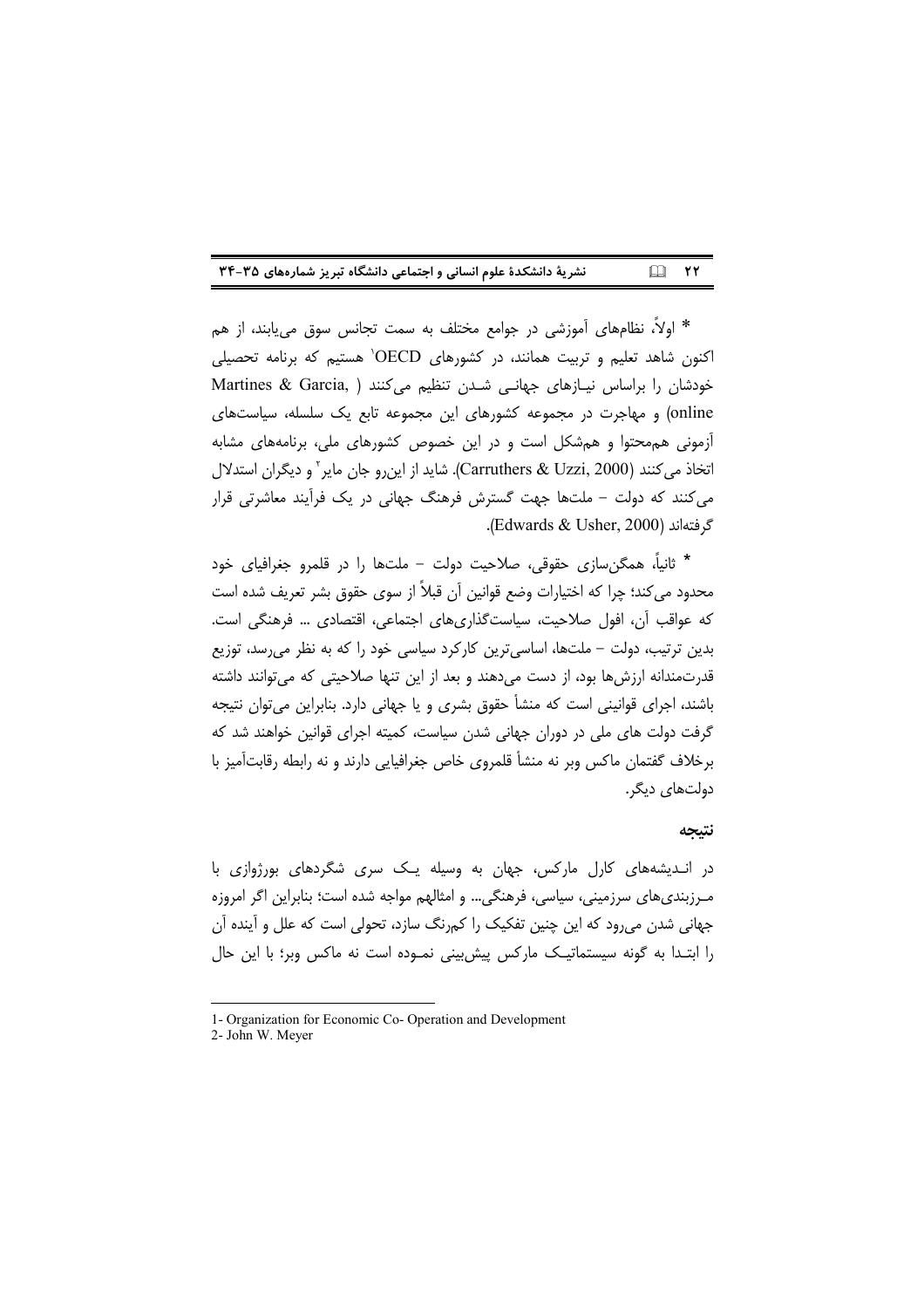* اولاً، نظام‌های آموزشی در جوامع مختلف به سمت تجانس سوق می‌یابند، از هم اکنون شاهد تعلیم و تربیت همانند، در کشورهای OECD[1] هستیم که برنامه تحصیلی خودشان را براساس نیـازهای جهانـی شـدن تنظیم می‌کنند ( Martines & Garcia, online) و مهاجرت در مجموعه کشورهای این مجموعه تابع یک سلسله، سیاست‌های آزمونی هم‌محتوا و هم‌شکل است و در این خصوص کشورهای ملی، برنامه‌های مشابه اتخاذ می‌کنند (Carruthers & Uzzi, 2000). شاید از این‌رو جان مایر[2] و دیگران استدلال می‌کنند که دولت – ملت‌ها جهت گسترش فرهنگ جهانی در یک فرآیند معاشرتی قرار گرفته‌اند (Edwards & Usher, 2000).

* ثانیاً، همگن‌سازی حقوقی، صلاحیت دولت – ملت‌ها را در قلمرو جغرافیای خود محدود می‌کند؛ چرا که اختیارات وضع قوانین آن قبلاً از سوی حقوق بشر تعریف شده است که عواقب آن، افول صلاحیت، سیاست‌گذاری‌های اجتماعی، اقتصادی ... فرهنگی است. بدین ترتیب، دولت – ملت‌ها، اساسی‌ترین کارکرد سیاسی خود را که به نظر می‌رسد، توزیع قدرت‌مندانه ارزش‌ها بود، از دست می‌دهند و بعد از این تنها صلاحیتی که می‌توانند داشته باشند، اجرای قوانینی است که منشأ حقوق بشری و یا جهانی دارد. بنابراین می‌توان نتیجه گرفت دولت های ملی در دوران جهانی شدن سیاست، کمیته اجرای قوانین خواهند شد که برخلاف گفتمان ماکس وبر نه منشأ قلمروی خاص جغرافیایی دارند و نه رابطه رقابت‌آمیز با دولت‌های دیگر.

## نتیجه

در انـدیشه‌های کارل مارکس، جهان به وسیله یـک سری شگردهای بورژوازی با مـرزبندی‌های سرزمینی، سیاسی، فرهنگی... و امثالهم مواجه شده است؛ بنابراین اگر امروزه جهانی شدن می‌رود که این چنین تفکیک را کم‌رنگ سازد، تحولی است که علل و آینده آن را ابتـدا به گونه سیستماتیـک مارکس پیش‌بینی نمـوده است نه ماکس وبر؛ با این حال

---

1- Organization for Economic Co- Operation and Development

2- John W. Meyer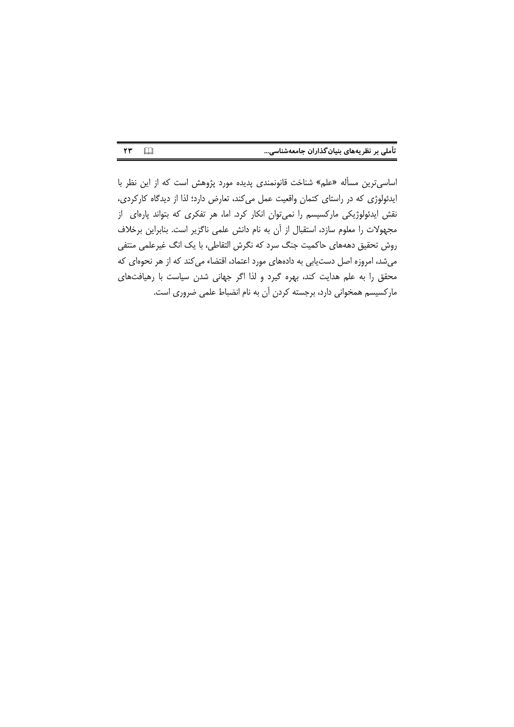اساسی‌ترین مسأله «علم» شناخت قانونمندی پدیده مورد پژوهش است که از این نظر با ایدئولوژی که در راستای کتمان واقعیت عمل می‌کند، تعارض دارد؛ لذا از دیدگاه کارکردی، نقش ایدئولوژیکی مارکسیسم را نمی‌توان انکار کرد. اما، هر تفکری که بتواند پاره‌ای از مجهولات را معلوم سازد، استقبال از آن به نام دانش علمی ناگزیر است. بنابراین برخلاف روش تحقیق دهه‌های حاکمیت جنگ سرد که نگرش التقاطی، با یک انگ غیرعلمی منتفی می‌شد، امروزه اصل دست‌یابی به داده‌های مورد اعتماد، اقتضاء می‌کند که از هر نحوه‌ای که محقق را به علم هدایت کند، بهره گیرد و لذا اگر جهانی شدن سیاست با رهیافت‌های مارکسیسم همخوانی دارد، برجسته کردن آن به نام انضباط علمی ضروری است.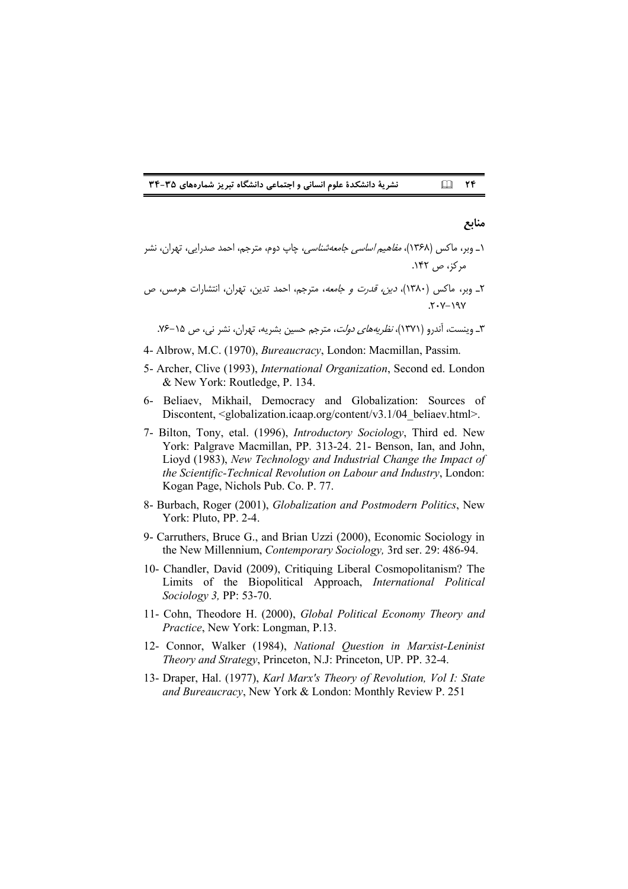## منابع

۱ـ وبر، ماکس (۱۳۶۸)، *مفاهیم اساسی جامعه‌شناسی*، چاپ دوم، مترجم، احمد صدرایی، تهران، نشر مرکز، ص ۱۴۲.

۲ـ وبر، ماکس (۱۳۸۰)، *دین، قدرت و جامعه*، مترجم، احمد تدین، تهران، انتشارات هرمس، ص ۲۰۷–۱۹۷.

۳ـ وینست، آندرو (۱۳۷۱)، *نظریه‌های دولت*، مترجم حسین بشریه، تهران، نشر نی، ص ۱۵–۷۶.

4- Albrow, M.C. (1970), *Bureaucracy*, London: Macmillan, Passim.

5- Archer, Clive (1993), *International Organization*, Second ed. London & New York: Routledge, P. 134.

6- Beliaev, Mikhail, Democracy and Globalization: Sources of Discontent, <globalization.icaap.org/content/v3.1/04_beliaev.html>.

7- Bilton, Tony, etal. (1996), *Introductory Sociology*, Third ed. New York: Palgrave Macmillan, PP. 313-24. 21- Benson, Ian, and John, Lioyd (1983), *New Technology and Industrial Change the Impact of the Scientific-Technical Revolution on Labour and Industry*, London: Kogan Page, Nichols Pub. Co. P. 77.

8- Burbach, Roger (2001), *Globalization and Postmodern Politics*, New York: Pluto, PP. 2-4.

9- Carruthers, Bruce G., and Brian Uzzi (2000), Economic Sociology in the New Millennium, *Contemporary Sociology,* 3rd ser. 29: 486-94.

10- Chandler, David (2009), Critiquing Liberal Cosmopolitanism? The Limits of the Biopolitical Approach, *International Political Sociology 3,* PP: 53-70.

11- Cohn, Theodore H. (2000), *Global Political Economy Theory and Practice*, New York: Longman, P.13.

12- Connor, Walker (1984), *National Question in Marxist-Leninist Theory and Strategy*, Princeton, N.J: Princeton, UP. PP. 32-4.

13- Draper, Hal. (1977), *Karl Marx's Theory of Revolution, Vol I: State and Bureaucracy*, New York & London: Monthly Review P. 251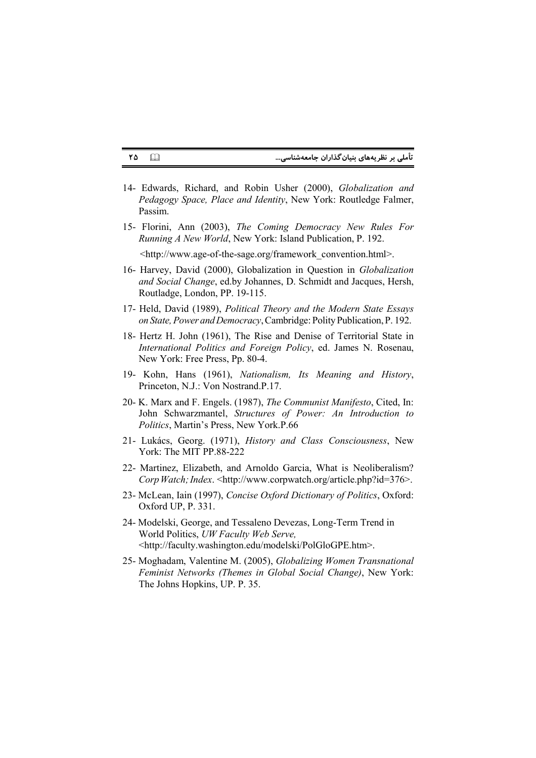14- Edwards, Richard, and Robin Usher (2000), *Globalization and Pedagogy Space, Place and Identity*, New York: Routledge Falmer, Passim.

15- Florini, Ann (2003), *The Coming Democracy New Rules For Running A New World*, New York: Island Publication, P. 192.
<http://www.age-of-the-sage.org/framework_convention.html>.

16- Harvey, David (2000), Globalization in Question in *Globalization and Social Change*, ed.by Johannes, D. Schmidt and Jacques, Hersh, Routladge, London, PP. 19-115.

17- Held, David (1989), *Political Theory and the Modern State Essays on State, Power and Democracy*, Cambridge: Polity Publication, P. 192.

18- Hertz H. John (1961), The Rise and Denise of Territorial State in *International Politics and Foreign Policy*, ed. James N. Rosenau, New York: Free Press, Pp. 80-4.

19- Kohn, Hans (1961), *Nationalism, Its Meaning and History*, Princeton, N.J.: Von Nostrand.P.17.

20- K. Marx and F. Engels. (1987), *The Communist Manifesto*, Cited, In: John Schwarzmantel, *Structures of Power: An Introduction to Politics*, Martin's Press, New York.P.66

21- Lukács, Georg. (1971), *History and Class Consciousness*, New York: The MIT PP.88-222

22- Martinez, Elizabeth, and Arnoldo Garcia, What is Neoliberalism? *Corp Watch; Index*. <http://www.corpwatch.org/article.php?id=376>.

23- McLean, Iain (1997), *Concise Oxford Dictionary of Politics*, Oxford: Oxford UP, P. 331.

24- Modelski, George, and Tessaleno Devezas, Long-Term Trend in World Politics, *UW Faculty Web Serve,* <http://faculty.washington.edu/modelski/PolGloGPE.htm>.

25- Moghadam, Valentine M. (2005), *Globalizing Women Transnational Feminist Networks (Themes in Global Social Change)*, New York: The Johns Hopkins, UP. P. 35.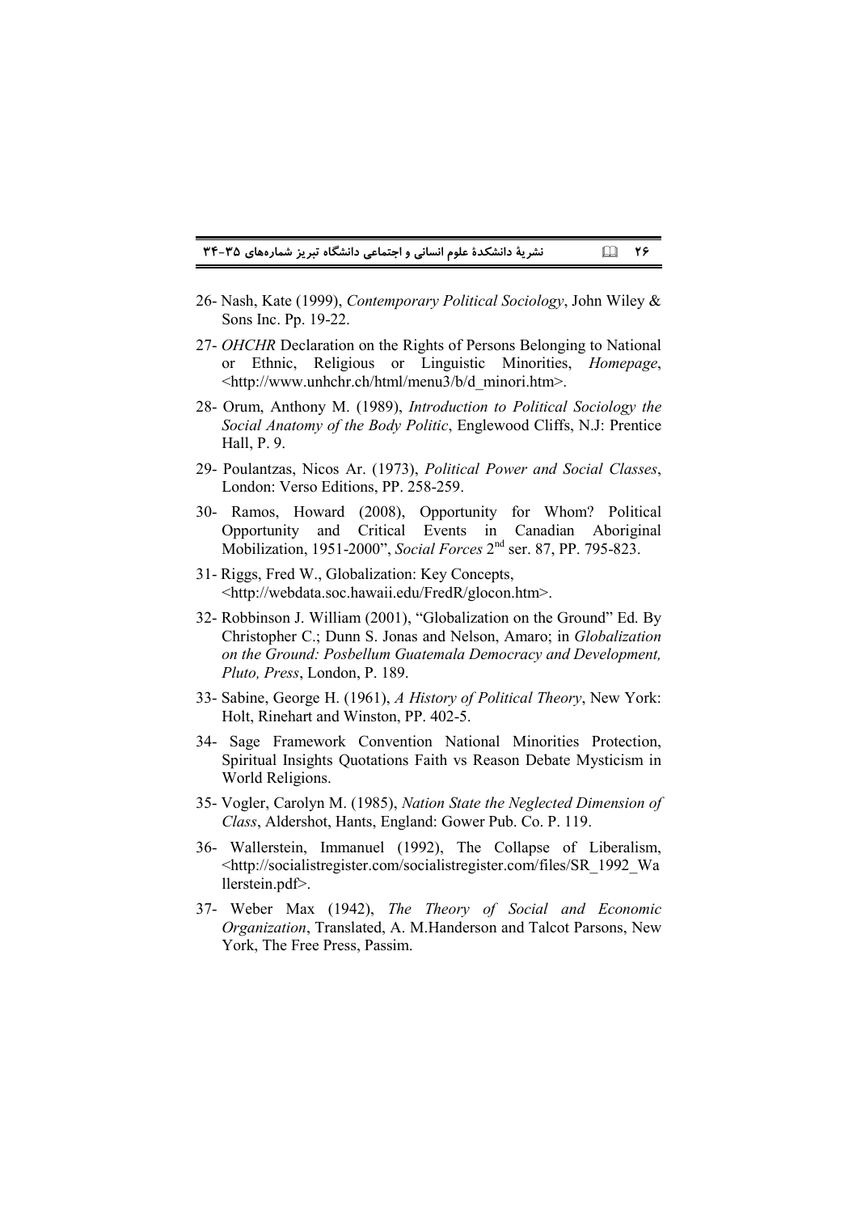26- Nash, Kate (1999), *Contemporary Political Sociology*, John Wiley & Sons Inc. Pp. 19-22.

27- *OHCHR* Declaration on the Rights of Persons Belonging to National or Ethnic, Religious or Linguistic Minorities, *Homepage*, <http://www.unhchr.ch/html/menu3/b/d_minori.htm>.

28- Orum, Anthony M. (1989), *Introduction to Political Sociology the Social Anatomy of the Body Politic*, Englewood Cliffs, N.J: Prentice Hall, P. 9.

29- Poulantzas, Nicos Ar. (1973), *Political Power and Social Classes*, London: Verso Editions, PP. 258-259.

30- Ramos, Howard (2008), Opportunity for Whom? Political Opportunity and Critical Events in Canadian Aboriginal Mobilization, 1951-2000", *Social Forces* 2nd ser. 87, PP. 795-823.

31- Riggs, Fred W., Globalization: Key Concepts, <http://webdata.soc.hawaii.edu/FredR/glocon.htm>.

32- Robbinson J. William (2001), "Globalization on the Ground" Ed. By Christopher C.; Dunn S. Jonas and Nelson, Amaro; in *Globalization on the Ground: Posbellum Guatemala Democracy and Development, Pluto, Press*, London, P. 189.

33- Sabine, George H. (1961), *A History of Political Theory*, New York: Holt, Rinehart and Winston, PP. 402-5.

34- Sage Framework Convention National Minorities Protection, Spiritual Insights Quotations Faith vs Reason Debate Mysticism in World Religions.

35- Vogler, Carolyn M. (1985), *Nation State the Neglected Dimension of Class*, Aldershot, Hants, England: Gower Pub. Co. P. 119.

36- Wallerstein, Immanuel (1992), The Collapse of Liberalism, <http://socialistregister.com/socialistregister.com/files/SR_1992_Wallerstein.pdf>.

37- Weber Max (1942), *The Theory of Social and Economic Organization*, Translated, A. M.Handerson and Talcot Parsons, New York, The Free Press, Passim.